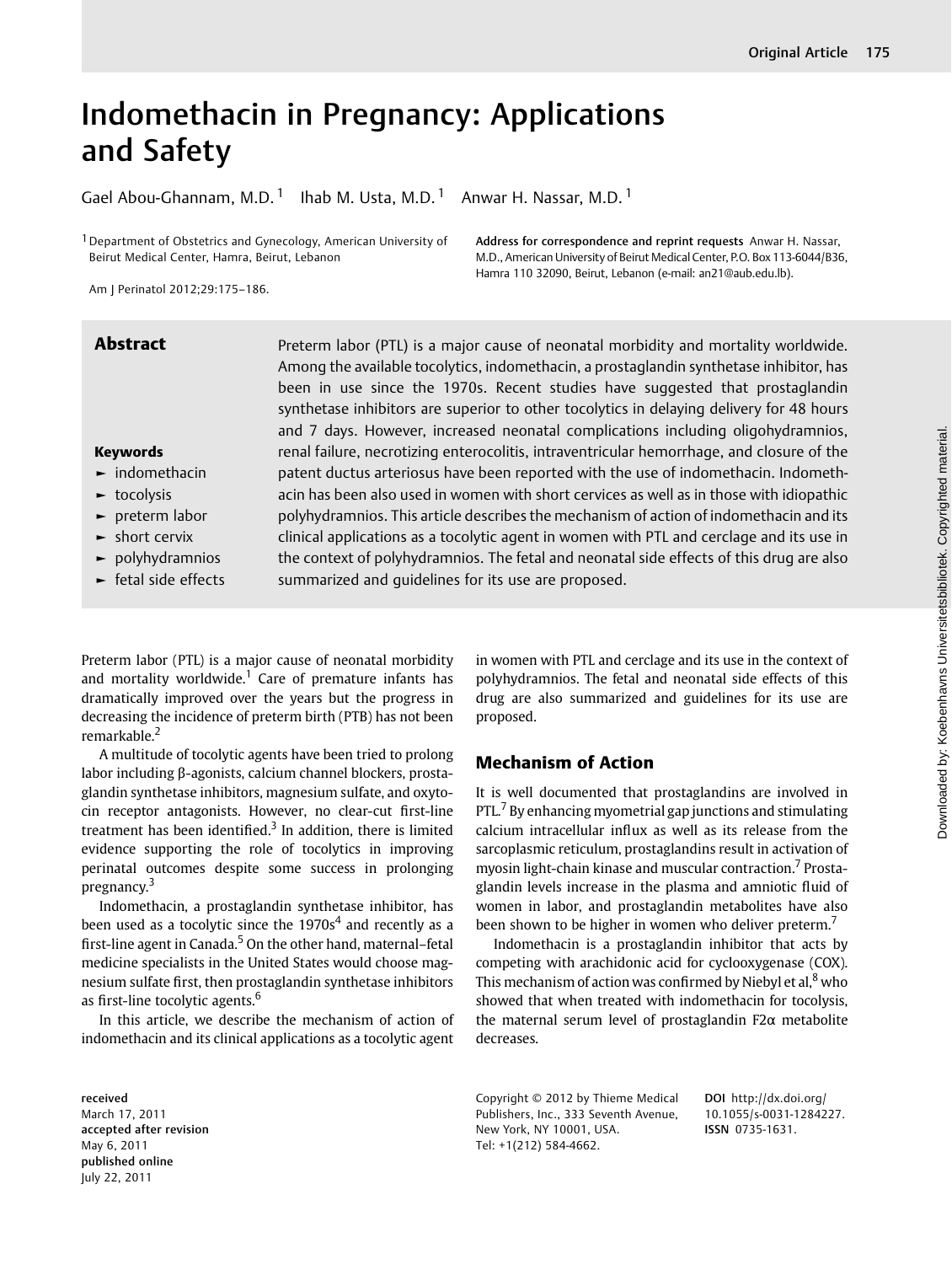# Indomethacin in Pregnancy: Applications and Safety

Gael Abou-Ghannam, M.D.[1] Ihab M. Usta, M.D.[1] Anwar H. Nassar, M.D.[1]

[1] Department of Obstetrics and Gynecology, American University of Beirut Medical Center, Hamra, Beirut, Lebanon

**Address for correspondence and reprint requests** Anwar H. Nassar, M.D., American University of Beirut Medical Center, P.O. Box 113-6044/B36, Hamra 110 32090, Beirut, Lebanon (e-mail: an21@aub.edu.lb).

Am J Perinatol 2012;29:175–186.

## Abstract

Preterm labor (PTL) is a major cause of neonatal morbidity and mortality worldwide. Among the available tocolytics, indomethacin, a prostaglandin synthetase inhibitor, has been in use since the 1970s. Recent studies have suggested that prostaglandin synthetase inhibitors are superior to other tocolytics in delaying delivery for 48 hours and 7 days. However, increased neonatal complications including oligohydramnios, renal failure, necrotizing enterocolitis, intraventricular hemorrhage, and closure of the patent ductus arteriosus have been reported with the use of indomethacin. Indomethacin has been also used in women with short cervices as well as in those with idiopathic polyhydramnios. This article describes the mechanism of action of indomethacin and its clinical applications as a tocolytic agent in women with PTL and cerclage and its use in the context of polyhydramnios. The fetal and neonatal side effects of this drug are also summarized and guidelines for its use are proposed.

**Keywords**

- indomethacin
- tocolysis
- preterm labor
- short cervix
- polyhydramnios
- fetal side effects

Preterm labor (PTL) is a major cause of neonatal morbidity and mortality worldwide.[1] Care of premature infants has dramatically improved over the years but the progress in decreasing the incidence of preterm birth (PTB) has not been remarkable.[2]

A multitude of tocolytic agents have been tried to prolong labor including β-agonists, calcium channel blockers, prostaglandin synthetase inhibitors, magnesium sulfate, and oxytocin receptor antagonists. However, no clear-cut first-line treatment has been identified.[3] In addition, there is limited evidence supporting the role of tocolytics in improving perinatal outcomes despite some success in prolonging pregnancy.[3]

Indomethacin, a prostaglandin synthetase inhibitor, has been used as a tocolytic since the 1970s[4] and recently as a first-line agent in Canada.[5] On the other hand, maternal–fetal medicine specialists in the United States would choose magnesium sulfate first, then prostaglandin synthetase inhibitors as first-line tocolytic agents.[6]

In this article, we describe the mechanism of action of indomethacin and its clinical applications as a tocolytic agent in women with PTL and cerclage and its use in the context of polyhydramnios. The fetal and neonatal side effects of this drug are also summarized and guidelines for its use are proposed.

## Mechanism of Action

It is well documented that prostaglandins are involved in PTL.[7] By enhancing myometrial gap junctions and stimulating calcium intracellular influx as well as its release from the sarcoplasmic reticulum, prostaglandins result in activation of myosin light-chain kinase and muscular contraction.[7] Prostaglandin levels increase in the plasma and amniotic fluid of women in labor, and prostaglandin metabolites have also been shown to be higher in women who deliver preterm.[7]

Indomethacin is a prostaglandin inhibitor that acts by competing with arachidonic acid for cyclooxygenase (COX). This mechanism of action was confirmed by Niebyl et al,[8] who showed that when treated with indomethacin for tocolysis, the maternal serum level of prostaglandin F2α metabolite decreases.

received March 17, 2011
accepted after revision May 6, 2011
published online July 22, 2011

Copyright © 2012 by Thieme Medical Publishers, Inc., 333 Seventh Avenue, New York, NY 10001, USA. Tel: +1(212) 584-4662.

DOI http://dx.doi.org/10.1055/s-0031-1284227.
ISSN 0735-1631.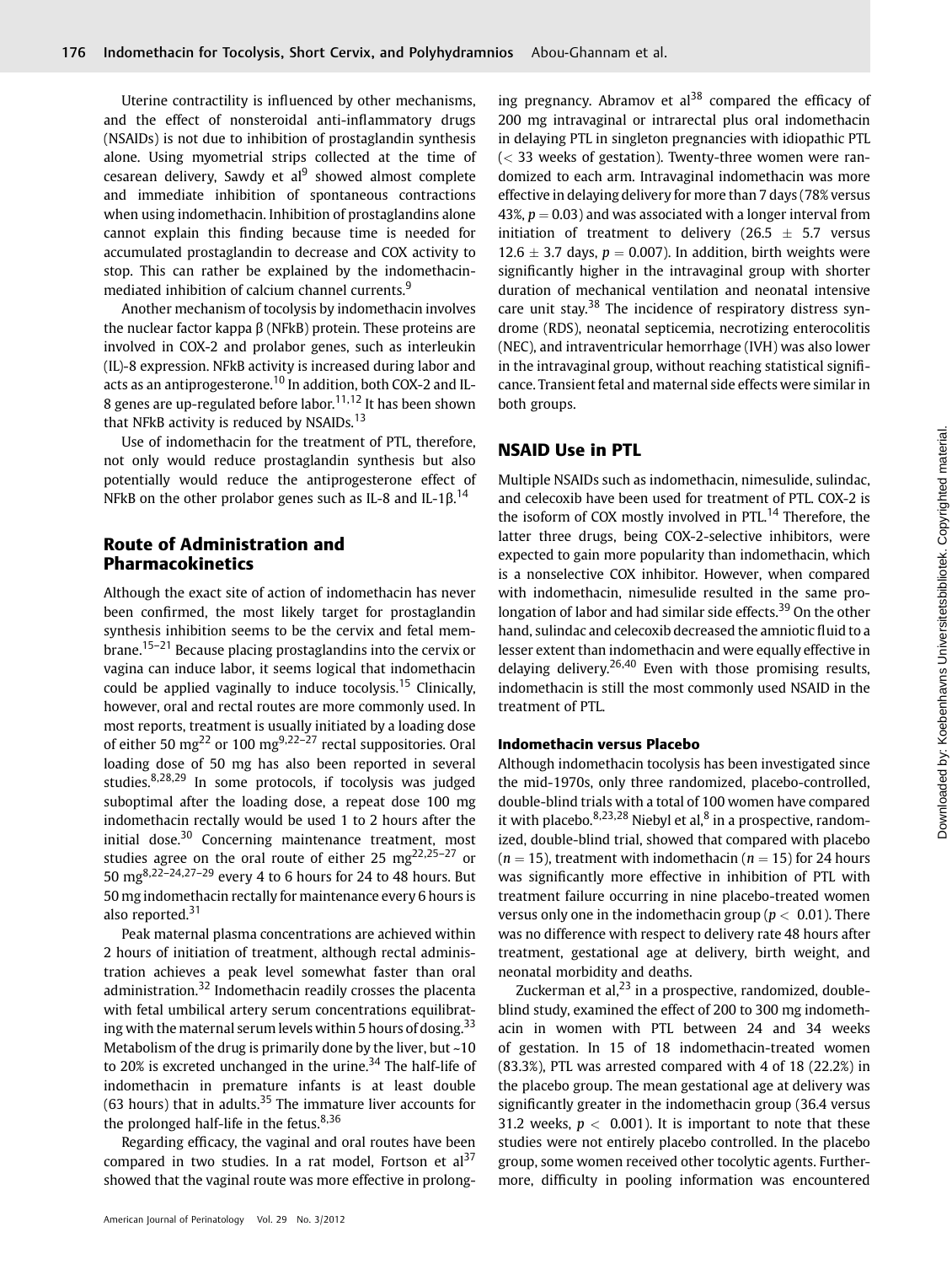Uterine contractility is influenced by other mechanisms, and the effect of nonsteroidal anti-inflammatory drugs (NSAIDs) is not due to inhibition of prostaglandin synthesis alone. Using myometrial strips collected at the time of cesarean delivery, Sawdy et al[9] showed almost complete and immediate inhibition of spontaneous contractions when using indomethacin. Inhibition of prostaglandins alone cannot explain this finding because time is needed for accumulated prostaglandin to decrease and COX activity to stop. This can rather be explained by the indomethacin-mediated inhibition of calcium channel currents.[9]

Another mechanism of tocolysis by indomethacin involves the nuclear factor kappa β (NFkB) protein. These proteins are involved in COX-2 and prolabor genes, such as interleukin (IL)-8 expression. NFkB activity is increased during labor and acts as an antiprogesterone.[10] In addition, both COX-2 and IL-8 genes are up-regulated before labor.[11,12] It has been shown that NFkB activity is reduced by NSAIDs.[13]

Use of indomethacin for the treatment of PTL, therefore, not only would reduce prostaglandin synthesis but also potentially would reduce the antiprogesterone effect of NFkB on the other prolabor genes such as IL-8 and IL-1β.[14]

## Route of Administration and Pharmacokinetics

Although the exact site of action of indomethacin has never been confirmed, the most likely target for prostaglandin synthesis inhibition seems to be the cervix and fetal membrane.[15–21] Because placing prostaglandins into the cervix or vagina can induce labor, it seems logical that indomethacin could be applied vaginally to induce tocolysis.[15] Clinically, however, oral and rectal routes are more commonly used. In most reports, treatment is usually initiated by a loading dose of either 50 mg[22] or 100 mg[9,22–27] rectal suppositories. Oral loading dose of 50 mg has also been reported in several studies.[8,28,29] In some protocols, if tocolysis was judged suboptimal after the loading dose, a repeat dose 100 mg indomethacin rectally would be used 1 to 2 hours after the initial dose.[30] Concerning maintenance treatment, most studies agree on the oral route of either 25 mg[22,25–27] or 50 mg[8,22–24,27–29] every 4 to 6 hours for 24 to 48 hours. But 50 mg indomethacin rectally for maintenance every 6 hours is also reported.[31]

Peak maternal plasma concentrations are achieved within 2 hours of initiation of treatment, although rectal administration achieves a peak level somewhat faster than oral administration.[32] Indomethacin readily crosses the placenta with fetal umbilical artery serum concentrations equilibrating with the maternal serum levels within 5 hours of dosing.[33] Metabolism of the drug is primarily done by the liver, but ~10 to 20% is excreted unchanged in the urine.[34] The half-life of indomethacin in premature infants is at least double (63 hours) that in adults.[35] The immature liver accounts for the prolonged half-life in the fetus.[8,36]

Regarding efficacy, the vaginal and oral routes have been compared in two studies. In a rat model, Fortson et al[37] showed that the vaginal route was more effective in prolonging pregnancy. Abramov et al[38] compared the efficacy of 200 mg intravaginal or intrarectal plus oral indomethacin in delaying PTL in singleton pregnancies with idiopathic PTL (< 33 weeks of gestation). Twenty-three women were randomized to each arm. Intravaginal indomethacin was more effective in delaying delivery for more than 7 days (78% versus 43%, $p = 0.03$) and was associated with a longer interval from initiation of treatment to delivery ($26.5 \pm 5.7$ versus $12.6 \pm 3.7$ days, $p = 0.007$). In addition, birth weights were significantly higher in the intravaginal group with shorter duration of mechanical ventilation and neonatal intensive care unit stay.[38] The incidence of respiratory distress syndrome (RDS), neonatal septicemia, necrotizing enterocolitis (NEC), and intraventricular hemorrhage (IVH) was also lower in the intravaginal group, without reaching statistical significance. Transient fetal and maternal side effects were similar in both groups.

## NSAID Use in PTL

Multiple NSAIDs such as indomethacin, nimesulide, sulindac, and celecoxib have been used for treatment of PTL. COX-2 is the isoform of COX mostly involved in PTL.[14] Therefore, the latter three drugs, being COX-2-selective inhibitors, were expected to gain more popularity than indomethacin, which is a nonselective COX inhibitor. However, when compared with indomethacin, nimesulide resulted in the same prolongation of labor and had similar side effects.[39] On the other hand, sulindac and celecoxib decreased the amniotic fluid to a lesser extent than indomethacin and were equally effective in delaying delivery.[26,40] Even with those promising results, indomethacin is still the most commonly used NSAID in the treatment of PTL.

### Indomethacin versus Placebo

Although indomethacin tocolysis has been investigated since the mid-1970s, only three randomized, placebo-controlled, double-blind trials with a total of 100 women have compared it with placebo.[8,23,28] Niebyl et al,[8] in a prospective, randomized, double-blind trial, showed that compared with placebo ($n = 15$), treatment with indomethacin ($n = 15$) for 24 hours was significantly more effective in inhibition of PTL with treatment failure occurring in nine placebo-treated women versus only one in the indomethacin group ($p < 0.01$). There was no difference with respect to delivery rate 48 hours after treatment, gestational age at delivery, birth weight, and neonatal morbidity and deaths.

Zuckerman et al,[23] in a prospective, randomized, double-blind study, examined the effect of 200 to 300 mg indomethacin in women with PTL between 24 and 34 weeks of gestation. In 15 of 18 indomethacin-treated women (83.3%), PTL was arrested compared with 4 of 18 (22.2%) in the placebo group. The mean gestational age at delivery was significantly greater in the indomethacin group (36.4 versus 31.2 weeks, $p < 0.001$). It is important to note that these studies were not entirely placebo controlled. In the placebo group, some women received other tocolytic agents. Furthermore, difficulty in pooling information was encountered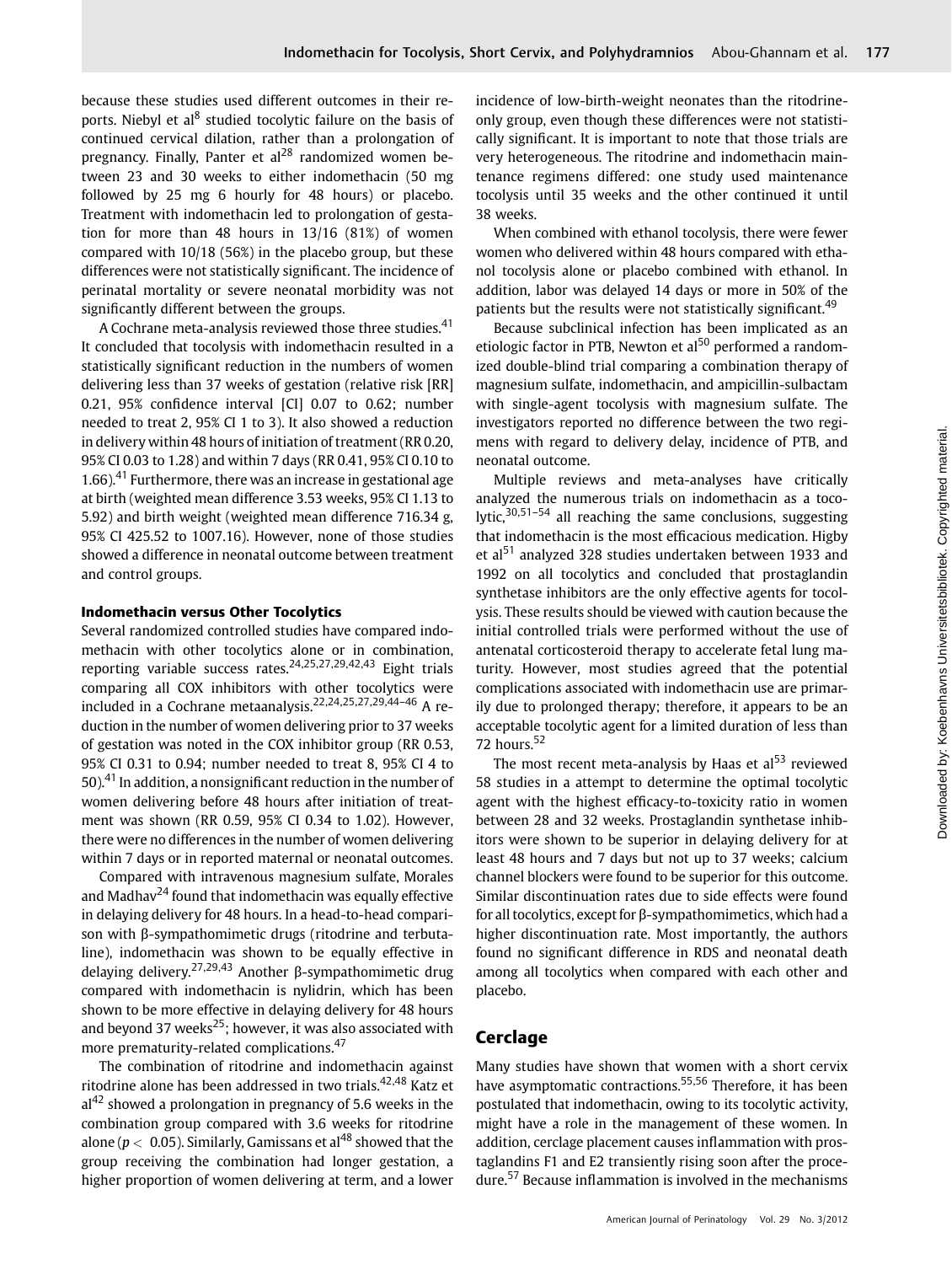because these studies used different outcomes in their reports. Niebyl et al[8] studied tocolytic failure on the basis of continued cervical dilation, rather than a prolongation of pregnancy. Finally, Panter et al[28] randomized women between 23 and 30 weeks to either indomethacin (50 mg followed by 25 mg 6 hourly for 48 hours) or placebo. Treatment with indomethacin led to prolongation of gestation for more than 48 hours in 13/16 (81%) of women compared with 10/18 (56%) in the placebo group, but these differences were not statistically significant. The incidence of perinatal mortality or severe neonatal morbidity was not significantly different between the groups.

A Cochrane meta-analysis reviewed those three studies.[41] It concluded that tocolysis with indomethacin resulted in a statistically significant reduction in the numbers of women delivering less than 37 weeks of gestation (relative risk [RR] 0.21, 95% confidence interval [CI] 0.07 to 0.62; number needed to treat 2, 95% CI 1 to 3). It also showed a reduction in delivery within 48 hours of initiation of treatment (RR 0.20, 95% CI 0.03 to 1.28) and within 7 days (RR 0.41, 95% CI 0.10 to 1.66).[41] Furthermore, there was an increase in gestational age at birth (weighted mean difference 3.53 weeks, 95% CI 1.13 to 5.92) and birth weight (weighted mean difference 716.34 g, 95% CI 425.52 to 1007.16). However, none of those studies showed a difference in neonatal outcome between treatment and control groups.

### Indomethacin versus Other Tocolytics

Several randomized controlled studies have compared indomethacin with other tocolytics alone or in combination, reporting variable success rates.[24,25,27,29,42,43] Eight trials comparing all COX inhibitors with other tocolytics were included in a Cochrane metaanalysis.[22,24,25,27,29,44–46] A reduction in the number of women delivering prior to 37 weeks of gestation was noted in the COX inhibitor group (RR 0.53, 95% CI 0.31 to 0.94; number needed to treat 8, 95% CI 4 to 50).[41] In addition, a nonsignificant reduction in the number of women delivering before 48 hours after initiation of treatment was shown (RR 0.59, 95% CI 0.34 to 1.02). However, there were no differences in the number of women delivering within 7 days or in reported maternal or neonatal outcomes.

Compared with intravenous magnesium sulfate, Morales and Madhav[24] found that indomethacin was equally effective in delaying delivery for 48 hours. In a head-to-head comparison with β-sympathomimetic drugs (ritodrine and terbutaline), indomethacin was shown to be equally effective in delaying delivery.[27,29,43] Another β-sympathomimetic drug compared with indomethacin is nylidrin, which has been shown to be more effective in delaying delivery for 48 hours and beyond 37 weeks[25]; however, it was also associated with more prematurity-related complications.[47]

The combination of ritodrine and indomethacin against ritodrine alone has been addressed in two trials.[42,48] Katz et al[42] showed a prolongation in pregnancy of 5.6 weeks in the combination group compared with 3.6 weeks for ritodrine alone ($p < 0.05$). Similarly, Gamissans et al[48] showed that the group receiving the combination had longer gestation, a higher proportion of women delivering at term, and a lower incidence of low-birth-weight neonates than the ritodrine-only group, even though these differences were not statistically significant. It is important to note that those trials are very heterogeneous. The ritodrine and indomethacin maintenance regimens differed: one study used maintenance tocolysis until 35 weeks and the other continued it until 38 weeks.

When combined with ethanol tocolysis, there were fewer women who delivered within 48 hours compared with ethanol tocolysis alone or placebo combined with ethanol. In addition, labor was delayed 14 days or more in 50% of the patients but the results were not statistically significant.[49]

Because subclinical infection has been implicated as an etiologic factor in PTB, Newton et al[50] performed a randomized double-blind trial comparing a combination therapy of magnesium sulfate, indomethacin, and ampicillin-sulbactam with single-agent tocolysis with magnesium sulfate. The investigators reported no difference between the two regimens with regard to delivery delay, incidence of PTB, and neonatal outcome.

Multiple reviews and meta-analyses have critically analyzed the numerous trials on indomethacin as a tocolytic,[30,51–54] all reaching the same conclusions, suggesting that indomethacin is the most efficacious medication. Higby et al[51] analyzed 328 studies undertaken between 1933 and 1992 on all tocolytics and concluded that prostaglandin synthetase inhibitors are the only effective agents for tocolysis. These results should be viewed with caution because the initial controlled trials were performed without the use of antenatal corticosteroid therapy to accelerate fetal lung maturity. However, most studies agreed that the potential complications associated with indomethacin use are primarily due to prolonged therapy; therefore, it appears to be an acceptable tocolytic agent for a limited duration of less than 72 hours.[52]

The most recent meta-analysis by Haas et al[53] reviewed 58 studies in a attempt to determine the optimal tocolytic agent with the highest efficacy-to-toxicity ratio in women between 28 and 32 weeks. Prostaglandin synthetase inhibitors were shown to be superior in delaying delivery for at least 48 hours and 7 days but not up to 37 weeks; calcium channel blockers were found to be superior for this outcome. Similar discontinuation rates due to side effects were found for all tocolytics, except for β-sympathomimetics, which had a higher discontinuation rate. Most importantly, the authors found no significant difference in RDS and neonatal death among all tocolytics when compared with each other and placebo.

## Cerclage

Many studies have shown that women with a short cervix have asymptomatic contractions.[55,56] Therefore, it has been postulated that indomethacin, owing to its tocolytic activity, might have a role in the management of these women. In addition, cerclage placement causes inflammation with prostaglandins F1 and E2 transiently rising soon after the procedure.[57] Because inflammation is involved in the mechanisms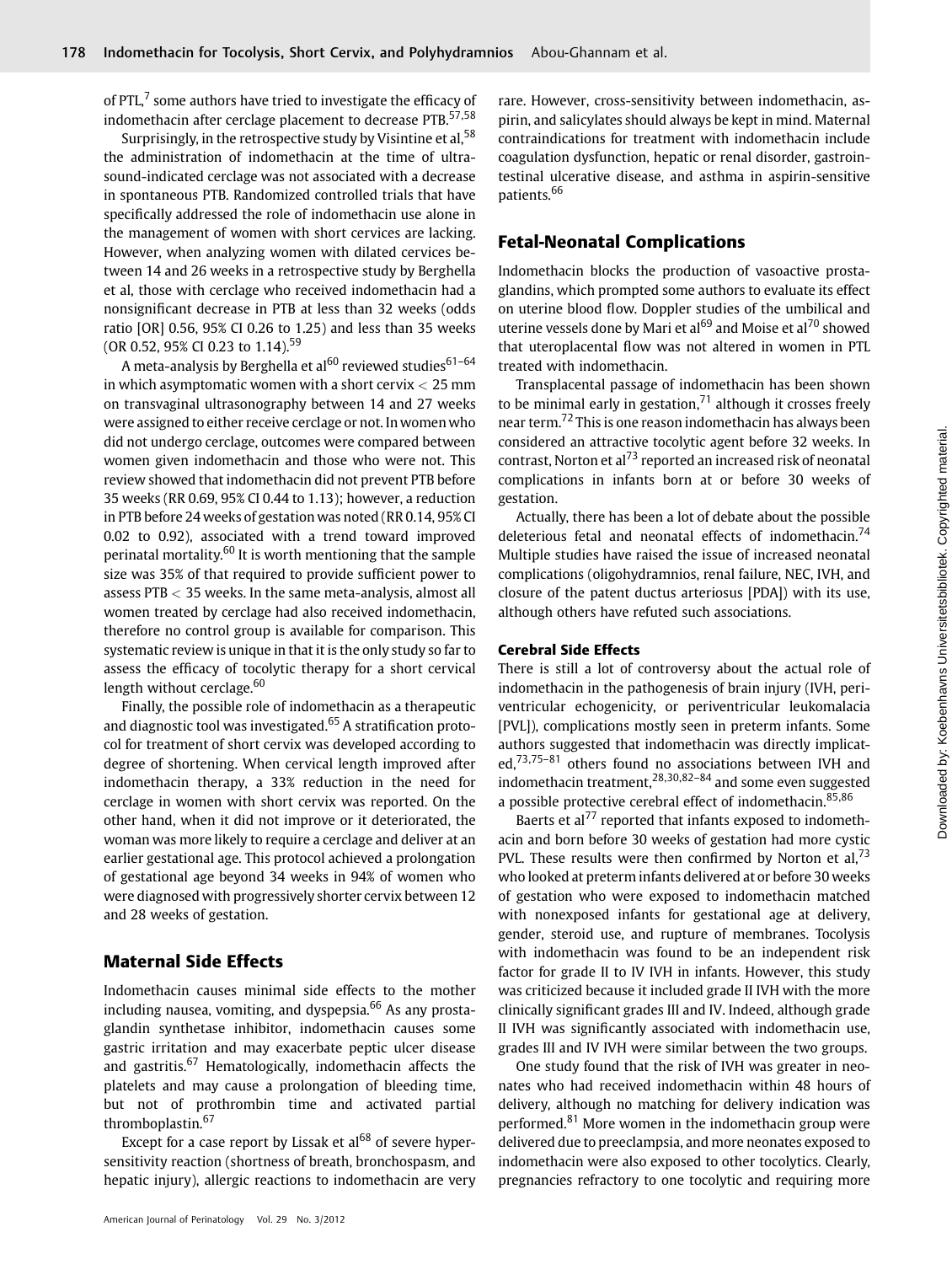of PTL,[7] some authors have tried to investigate the efficacy of indomethacin after cerclage placement to decrease PTB.[57,58]

Surprisingly, in the retrospective study by Visintine et al,[58] the administration of indomethacin at the time of ultrasound-indicated cerclage was not associated with a decrease in spontaneous PTB. Randomized controlled trials that have specifically addressed the role of indomethacin use alone in the management of women with short cervices are lacking. However, when analyzing women with dilated cervices between 14 and 26 weeks in a retrospective study by Berghella et al, those with cerclage who received indomethacin had a nonsignificant decrease in PTB at less than 32 weeks (odds ratio [OR] 0.56, 95% CI 0.26 to 1.25) and less than 35 weeks (OR 0.52, 95% CI 0.23 to 1.14).[59]

A meta-analysis by Berghella et al[60] reviewed studies[61–64] in which asymptomatic women with a short cervix < 25 mm on transvaginal ultrasonography between 14 and 27 weeks were assigned to either receive cerclage or not. In women who did not undergo cerclage, outcomes were compared between women given indomethacin and those who were not. This review showed that indomethacin did not prevent PTB before 35 weeks (RR 0.69, 95% CI 0.44 to 1.13); however, a reduction in PTB before 24 weeks of gestation was noted (RR 0.14, 95% CI 0.02 to 0.92), associated with a trend toward improved perinatal mortality.[60] It is worth mentioning that the sample size was 35% of that required to provide sufficient power to assess PTB < 35 weeks. In the same meta-analysis, almost all women treated by cerclage had also received indomethacin, therefore no control group is available for comparison. This systematic review is unique in that it is the only study so far to assess the efficacy of tocolytic therapy for a short cervical length without cerclage.[60]

Finally, the possible role of indomethacin as a therapeutic and diagnostic tool was investigated.[65] A stratification protocol for treatment of short cervix was developed according to degree of shortening. When cervical length improved after indomethacin therapy, a 33% reduction in the need for cerclage in women with short cervix was reported. On the other hand, when it did not improve or it deteriorated, the woman was more likely to require a cerclage and deliver at an earlier gestational age. This protocol achieved a prolongation of gestational age beyond 34 weeks in 94% of women who were diagnosed with progressively shorter cervix between 12 and 28 weeks of gestation.

## Maternal Side Effects

Indomethacin causes minimal side effects to the mother including nausea, vomiting, and dyspepsia.[66] As any prostaglandin synthetase inhibitor, indomethacin causes some gastric irritation and may exacerbate peptic ulcer disease and gastritis.[67] Hematologically, indomethacin affects the platelets and may cause a prolongation of bleeding time, but not of prothrombin time and activated partial thromboplastin.[67]

Except for a case report by Lissak et al[68] of severe hypersensitivity reaction (shortness of breath, bronchospasm, and hepatic injury), allergic reactions to indomethacin are very rare. However, cross-sensitivity between indomethacin, aspirin, and salicylates should always be kept in mind. Maternal contraindications for treatment with indomethacin include coagulation dysfunction, hepatic or renal disorder, gastrointestinal ulcerative disease, and asthma in aspirin-sensitive patients.[66]

## Fetal-Neonatal Complications

Indomethacin blocks the production of vasoactive prostaglandins, which prompted some authors to evaluate its effect on uterine blood flow. Doppler studies of the umbilical and uterine vessels done by Mari et al[69] and Moise et al[70] showed that uteroplacental flow was not altered in women in PTL treated with indomethacin.

Transplacental passage of indomethacin has been shown to be minimal early in gestation,[71] although it crosses freely near term.[72] This is one reason indomethacin has always been considered an attractive tocolytic agent before 32 weeks. In contrast, Norton et al[73] reported an increased risk of neonatal complications in infants born at or before 30 weeks of gestation.

Actually, there has been a lot of debate about the possible deleterious fetal and neonatal effects of indomethacin.[74] Multiple studies have raised the issue of increased neonatal complications (oligohydramnios, renal failure, NEC, IVH, and closure of the patent ductus arteriosus [PDA]) with its use, although others have refuted such associations.

### Cerebral Side Effects

There is still a lot of controversy about the actual role of indomethacin in the pathogenesis of brain injury (IVH, periventricular echogenicity, or periventricular leukomalacia [PVL]), complications mostly seen in preterm infants. Some authors suggested that indomethacin was directly implicated,[73,75–81] others found no associations between IVH and indomethacin treatment,[28,30,82–84] and some even suggested a possible protective cerebral effect of indomethacin.[85,86]

Baerts et al[77] reported that infants exposed to indomethacin and born before 30 weeks of gestation had more cystic PVL. These results were then confirmed by Norton et al,[73] who looked at preterm infants delivered at or before 30 weeks of gestation who were exposed to indomethacin matched with nonexposed infants for gestational age at delivery, gender, steroid use, and rupture of membranes. Tocolysis with indomethacin was found to be an independent risk factor for grade II to IV IVH in infants. However, this study was criticized because it included grade II IVH with the more clinically significant grades III and IV. Indeed, although grade II IVH was significantly associated with indomethacin use, grades III and IV IVH were similar between the two groups.

One study found that the risk of IVH was greater in neonates who had received indomethacin within 48 hours of delivery, although no matching for delivery indication was performed.[81] More women in the indomethacin group were delivered due to preeclampsia, and more neonates exposed to indomethacin were also exposed to other tocolytics. Clearly, pregnancies refractory to one tocolytic and requiring more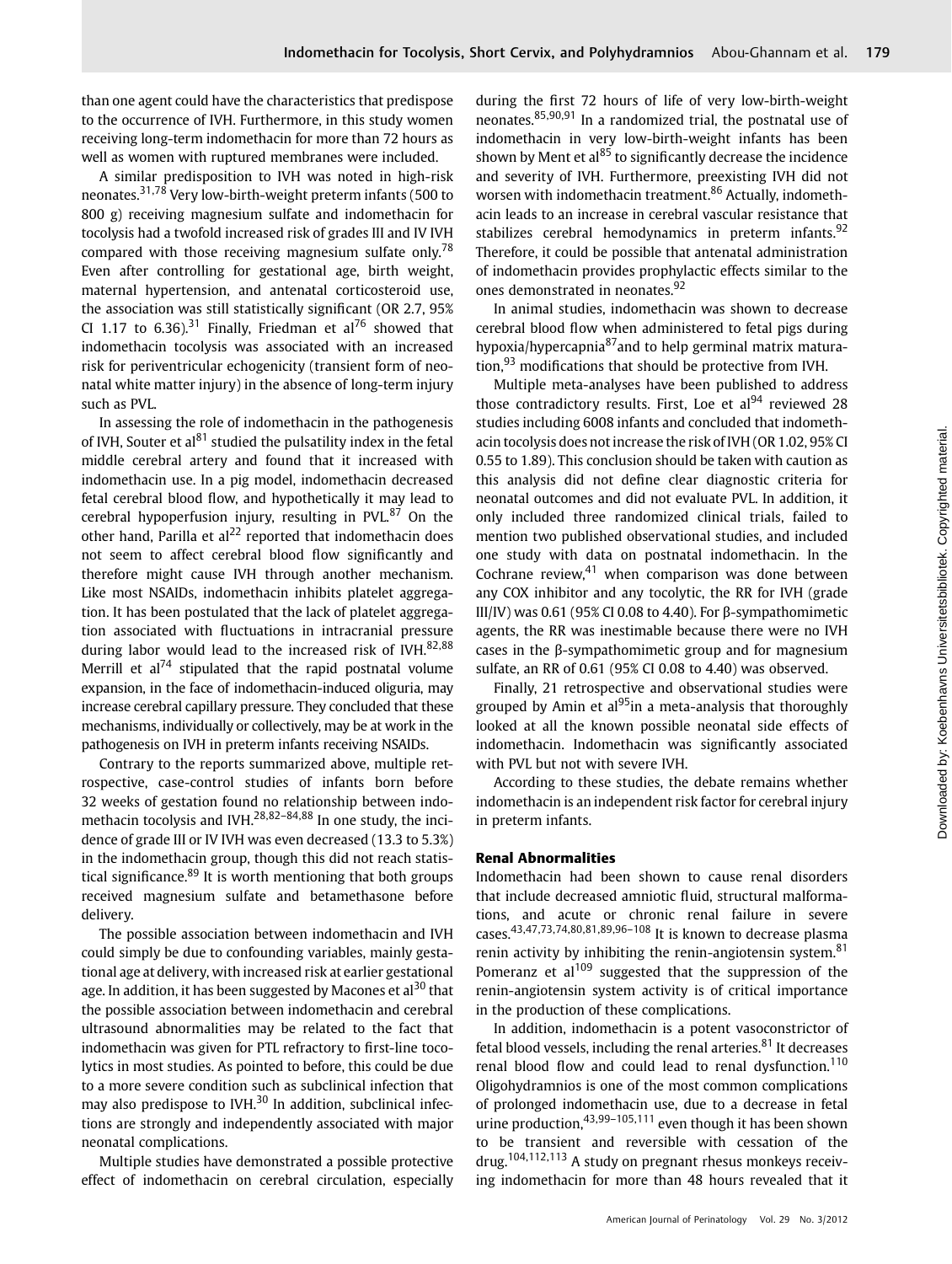than one agent could have the characteristics that predispose to the occurrence of IVH. Furthermore, in this study women receiving long-term indomethacin for more than 72 hours as well as women with ruptured membranes were included.

A similar predisposition to IVH was noted in high-risk neonates.[31,78] Very low-birth-weight preterm infants (500 to 800 g) receiving magnesium sulfate and indomethacin for tocolysis had a twofold increased risk of grades III and IV IVH compared with those receiving magnesium sulfate only.[78] Even after controlling for gestational age, birth weight, maternal hypertension, and antenatal corticosteroid use, the association was still statistically significant (OR 2.7, 95% CI 1.17 to 6.36).[31] Finally, Friedman et al[76] showed that indomethacin tocolysis was associated with an increased risk for periventricular echogenicity (transient form of neonatal white matter injury) in the absence of long-term injury such as PVL.

In assessing the role of indomethacin in the pathogenesis of IVH, Souter et al[81] studied the pulsatility index in the fetal middle cerebral artery and found that it increased with indomethacin use. In a pig model, indomethacin decreased fetal cerebral blood flow, and hypothetically it may lead to cerebral hypoperfusion injury, resulting in PVL.[87] On the other hand, Parilla et al[22] reported that indomethacin does not seem to affect cerebral blood flow significantly and therefore might cause IVH through another mechanism. Like most NSAIDs, indomethacin inhibits platelet aggregation. It has been postulated that the lack of platelet aggregation associated with fluctuations in intracranial pressure during labor would lead to the increased risk of IVH.[82,88] Merrill et al[74] stipulated that the rapid postnatal volume expansion, in the face of indomethacin-induced oliguria, may increase cerebral capillary pressure. They concluded that these mechanisms, individually or collectively, may be at work in the pathogenesis on IVH in preterm infants receiving NSAIDs.

Contrary to the reports summarized above, multiple retrospective, case-control studies of infants born before 32 weeks of gestation found no relationship between indomethacin tocolysis and IVH.[28,82–84,88] In one study, the incidence of grade III or IV IVH was even decreased (13.3 to 5.3%) in the indomethacin group, though this did not reach statistical significance.[89] It is worth mentioning that both groups received magnesium sulfate and betamethasone before delivery.

The possible association between indomethacin and IVH could simply be due to confounding variables, mainly gestational age at delivery, with increased risk at earlier gestational age. In addition, it has been suggested by Macones et al[30] that the possible association between indomethacin and cerebral ultrasound abnormalities may be related to the fact that indomethacin was given for PTL refractory to first-line tocolytics in most studies. As pointed to before, this could be due to a more severe condition such as subclinical infection that may also predispose to IVH.[30] In addition, subclinical infections are strongly and independently associated with major neonatal complications.

Multiple studies have demonstrated a possible protective effect of indomethacin on cerebral circulation, especially during the first 72 hours of life of very low-birth-weight neonates.[85,90,91] In a randomized trial, the postnatal use of indomethacin in very low-birth-weight infants has been shown by Ment et al[85] to significantly decrease the incidence and severity of IVH. Furthermore, preexisting IVH did not worsen with indomethacin treatment.[86] Actually, indomethacin leads to an increase in cerebral vascular resistance that stabilizes cerebral hemodynamics in preterm infants.[92] Therefore, it could be possible that antenatal administration of indomethacin provides prophylactic effects similar to the ones demonstrated in neonates.[92]

In animal studies, indomethacin was shown to decrease cerebral blood flow when administered to fetal pigs during hypoxia/hypercapnia[87]and to help germinal matrix maturation,[93] modifications that should be protective from IVH.

Multiple meta-analyses have been published to address those contradictory results. First, Loe et al[94] reviewed 28 studies including 6008 infants and concluded that indomethacin tocolysis does not increase the risk of IVH (OR 1.02, 95% CI 0.55 to 1.89). This conclusion should be taken with caution as this analysis did not define clear diagnostic criteria for neonatal outcomes and did not evaluate PVL. In addition, it only included three randomized clinical trials, failed to mention two published observational studies, and included one study with data on postnatal indomethacin. In the Cochrane review,[41] when comparison was done between any COX inhibitor and any tocolytic, the RR for IVH (grade III/IV) was 0.61 (95% CI 0.08 to 4.40). For β-sympathomimetic agents, the RR was inestimable because there were no IVH cases in the β-sympathomimetic group and for magnesium sulfate, an RR of 0.61 (95% CI 0.08 to 4.40) was observed.

Finally, 21 retrospective and observational studies were grouped by Amin et al[95]in a meta-analysis that thoroughly looked at all the known possible neonatal side effects of indomethacin. Indomethacin was significantly associated with PVL but not with severe IVH.

According to these studies, the debate remains whether indomethacin is an independent risk factor for cerebral injury in preterm infants.

### Renal Abnormalities

Indomethacin had been shown to cause renal disorders that include decreased amniotic fluid, structural malformations, and acute or chronic renal failure in severe cases.[43,47,73,74,80,81,89,96–108] It is known to decrease plasma renin activity by inhibiting the renin-angiotensin system.[81] Pomeranz et al[109] suggested that the suppression of the renin-angiotensin system activity is of critical importance in the production of these complications.

In addition, indomethacin is a potent vasoconstrictor of fetal blood vessels, including the renal arteries.[81] It decreases renal blood flow and could lead to renal dysfunction.[110] Oligohydramnios is one of the most common complications of prolonged indomethacin use, due to a decrease in fetal urine production,[43,99–105,111] even though it has been shown to be transient and reversible with cessation of the drug.[104,112,113] A study on pregnant rhesus monkeys receiving indomethacin for more than 48 hours revealed that it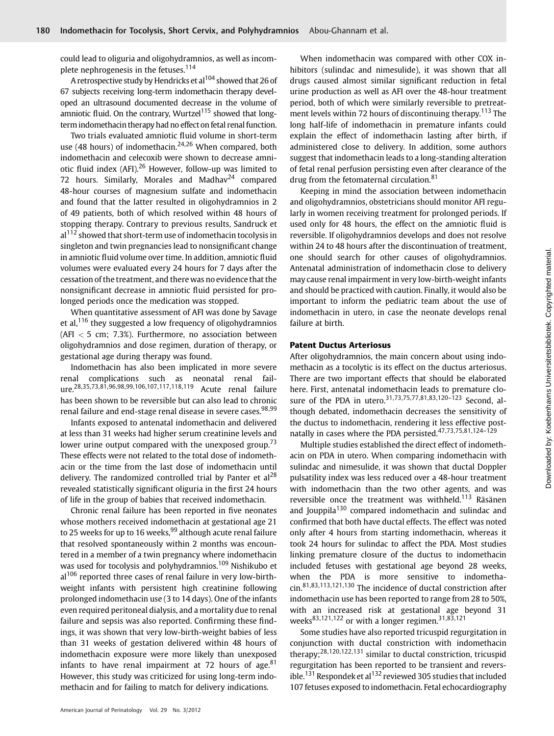could lead to oliguria and oligohydramnios, as well as incomplete nephrogenesis in the fetuses.[114]

A retrospective study by Hendricks et al[104] showed that 26 of 67 subjects receiving long-term indomethacin therapy developed an ultrasound documented decrease in the volume of amniotic fluid. On the contrary, Wurtzel[115] showed that long-term indomethacin therapy had no effect on fetal renal function.

Two trials evaluated amniotic fluid volume in short-term use (48 hours) of indomethacin.[24,26] When compared, both indomethacin and celecoxib were shown to decrease amniotic fluid index (AFI).[26] However, follow-up was limited to 72 hours. Similarly, Morales and Madhav[24] compared 48-hour courses of magnesium sulfate and indomethacin and found that the latter resulted in oligohydramnios in 2 of 49 patients, both of which resolved within 48 hours of stopping therapy. Contrary to previous results, Sandruck et al[112] showed that short-term use of indomethacin tocolysis in singleton and twin pregnancies lead to nonsignificant change in amniotic fluid volume over time. In addition, amniotic fluid volumes were evaluated every 24 hours for 7 days after the cessation of the treatment, and there was no evidence that the nonsignificant decrease in amniotic fluid persisted for prolonged periods once the medication was stopped.

When quantitative assessment of AFI was done by Savage et al,[116] they suggested a low frequency of oligohydramnios (AFI < 5 cm; 7.3%). Furthermore, no association between oligohydramnios and dose regimen, duration of therapy, or gestational age during therapy was found.

Indomethacin has also been implicated in more severe renal complications such as neonatal renal failure.[28,35,73,81,96,98,99,106,107,117,118,119] Acute renal failure has been shown to be reversible but can also lead to chronic renal failure and end-stage renal disease in severe cases.[98,99]

Infants exposed to antenatal indomethacin and delivered at less than 31 weeks had higher serum creatinine levels and lower urine output compared with the unexposed group.[73] These effects were not related to the total dose of indomethacin or the time from the last dose of indomethacin until delivery. The randomized controlled trial by Panter et al[28] revealed statistically significant oliguria in the first 24 hours of life in the group of babies that received indomethacin.

Chronic renal failure has been reported in five neonates whose mothers received indomethacin at gestational age 21 to 25 weeks for up to 16 weeks,[99] although acute renal failure that resolved spontaneously within 2 months was encountered in a member of a twin pregnancy where indomethacin was used for tocolysis and polyhydramnios.[109] Nishikubo et al[106] reported three cases of renal failure in very low-birth-weight infants with persistent high creatinine following prolonged indomethacin use (3 to 14 days). One of the infants even required peritoneal dialysis, and a mortality due to renal failure and sepsis was also reported. Confirming these findings, it was shown that very low-birth-weight babies of less than 31 weeks of gestation delivered within 48 hours of indomethacin exposure were more likely than unexposed infants to have renal impairment at 72 hours of age.[81] However, this study was criticized for using long-term indomethacin and for failing to match for delivery indications.

When indomethacin was compared with other COX inhibitors (sulindac and nimesulide), it was shown that all drugs caused almost similar significant reduction in fetal urine production as well as AFI over the 48-hour treatment period, both of which were similarly reversible to pretreatment levels within 72 hours of discontinuing therapy.[113] The long half-life of indomethacin in premature infants could explain the effect of indomethacin lasting after birth, if administered close to delivery. In addition, some authors suggest that indomethacin leads to a long-standing alteration of fetal renal perfusion persisting even after clearance of the drug from the fetomaternal circulation.[81]

Keeping in mind the association between indomethacin and oligohydramnios, obstetricians should monitor AFI regularly in women receiving treatment for prolonged periods. If used only for 48 hours, the effect on the amniotic fluid is reversible. If oligohydramnios develops and does not resolve within 24 to 48 hours after the discontinuation of treatment, one should search for other causes of oligohydramnios. Antenatal administration of indomethacin close to delivery may cause renal impairment in very low-birth-weight infants and should be practiced with caution. Finally, it would also be important to inform the pediatric team about the use of indomethacin in utero, in case the neonate develops renal failure at birth.

### Patent Ductus Arteriosus

After oligohydramnios, the main concern about using indomethacin as a tocolytic is its effect on the ductus arteriosus. There are two important effects that should be elaborated here. First, antenatal indomethacin leads to premature closure of the PDA in utero.[31,73,75,77,81,83,120–123] Second, although debated, indomethacin decreases the sensitivity of the ductus to indomethacin, rendering it less effective postnatally in cases where the PDA persisted.[47,73,75,81,124–129]

Multiple studies established the direct effect of indomethacin on PDA in utero. When comparing indomethacin with sulindac and nimesulide, it was shown that ductal Doppler pulsatility index was less reduced over a 48-hour treatment with indomethacin than the two other agents, and was reversible once the treatment was withheld.[113] Räsänen and Jouppila[130] compared indomethacin and sulindac and confirmed that both have ductal effects. The effect was noted only after 4 hours from starting indomethacin, whereas it took 24 hours for sulindac to affect the PDA. Most studies linking premature closure of the ductus to indomethacin included fetuses with gestational age beyond 28 weeks, when the PDA is more sensitive to indomethacin.[81,83,113,121,130] The incidence of ductal constriction after indomethacin use has been reported to range from 28 to 50%, with an increased risk at gestational age beyond 31 weeks[83,121,122] or with a longer regimen.[31,83,121]

Some studies have also reported tricuspid regurgitation in conjunction with ductal constriction with indomethacin therapy;[28,120,122,131] similar to ductal constriction, tricuspid regurgitation has been reported to be transient and reversible.[131] Respondek et al[132] reviewed 305 studies that included 107 fetuses exposed to indomethacin. Fetal echocardiography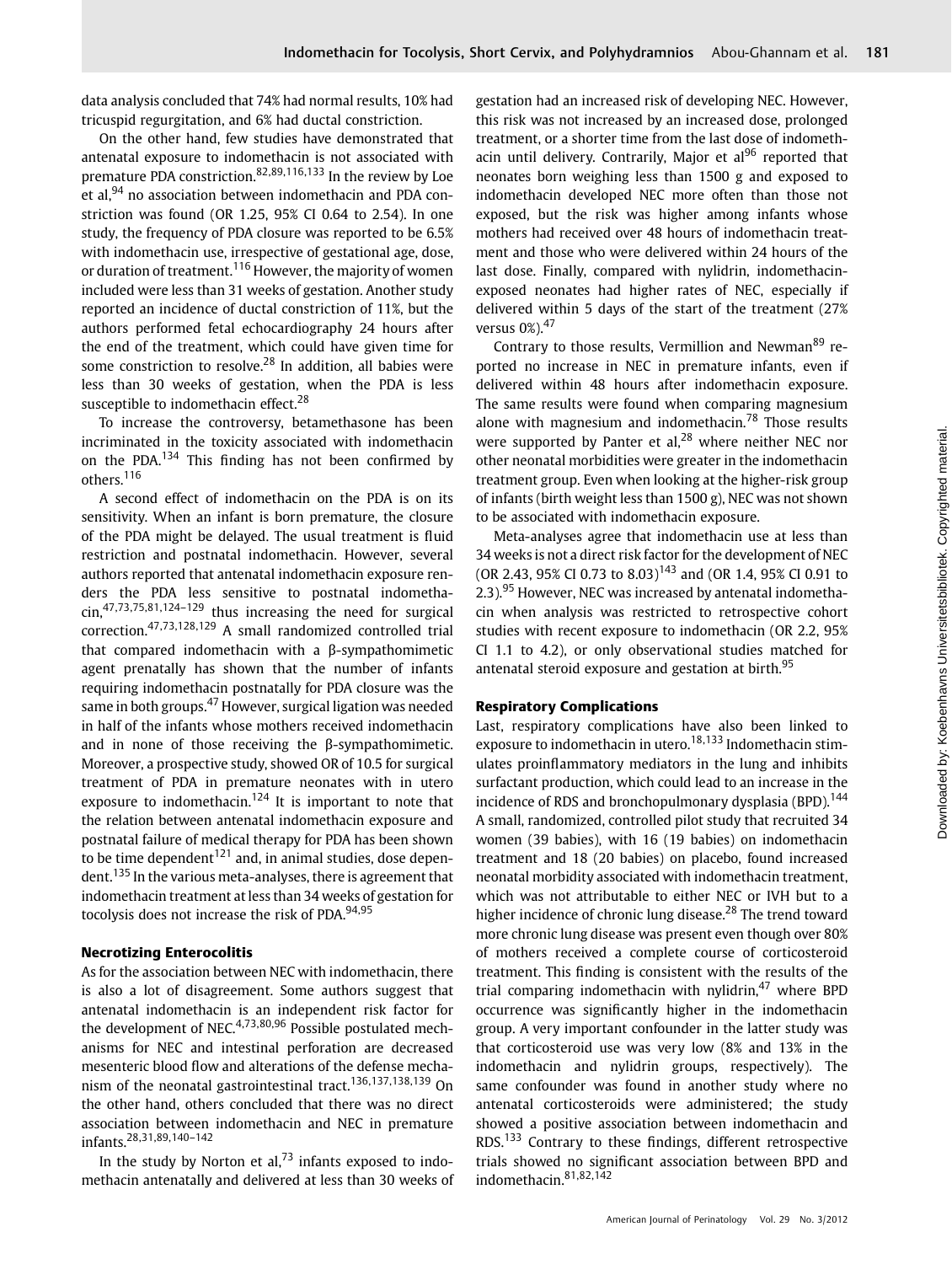data analysis concluded that 74% had normal results, 10% had tricuspid regurgitation, and 6% had ductal constriction.

On the other hand, few studies have demonstrated that antenatal exposure to indomethacin is not associated with premature PDA constriction.[82,89,116,133] In the review by Loe et al,[94] no association between indomethacin and PDA constriction was found (OR 1.25, 95% CI 0.64 to 2.54). In one study, the frequency of PDA closure was reported to be 6.5% with indomethacin use, irrespective of gestational age, dose, or duration of treatment.[116] However, the majority of women included were less than 31 weeks of gestation. Another study reported an incidence of ductal constriction of 11%, but the authors performed fetal echocardiography 24 hours after the end of the treatment, which could have given time for some constriction to resolve.[28] In addition, all babies were less than 30 weeks of gestation, when the PDA is less susceptible to indomethacin effect.[28]

To increase the controversy, betamethasone has been incriminated in the toxicity associated with indomethacin on the PDA.[134] This finding has not been confirmed by others.[116]

A second effect of indomethacin on the PDA is on its sensitivity. When an infant is born premature, the closure of the PDA might be delayed. The usual treatment is fluid restriction and postnatal indomethacin. However, several authors reported that antenatal indomethacin exposure renders the PDA less sensitive to postnatal indomethacin,[47,73,75,81,124–129] thus increasing the need for surgical correction.[47,73,128,129] A small randomized controlled trial that compared indomethacin with a β-sympathomimetic agent prenatally has shown that the number of infants requiring indomethacin postnatally for PDA closure was the same in both groups.[47] However, surgical ligation was needed in half of the infants whose mothers received indomethacin and in none of those receiving the β-sympathomimetic. Moreover, a prospective study, showed OR of 10.5 for surgical treatment of PDA in premature neonates with in utero exposure to indomethacin.[124] It is important to note that the relation between antenatal indomethacin exposure and postnatal failure of medical therapy for PDA has been shown to be time dependent[121] and, in animal studies, dose dependent.[135] In the various meta-analyses, there is agreement that indomethacin treatment at less than 34 weeks of gestation for tocolysis does not increase the risk of PDA.[94,95]

### Necrotizing Enterocolitis

As for the association between NEC with indomethacin, there is also a lot of disagreement. Some authors suggest that antenatal indomethacin is an independent risk factor for the development of NEC.[4,73,80,96] Possible postulated mechanisms for NEC and intestinal perforation are decreased mesenteric blood flow and alterations of the defense mechanism of the neonatal gastrointestinal tract.[136,137,138,139] On the other hand, others concluded that there was no direct association between indomethacin and NEC in premature infants.[28,31,89,140–142]

In the study by Norton et al,[73] infants exposed to indomethacin antenatally and delivered at less than 30 weeks of gestation had an increased risk of developing NEC. However, this risk was not increased by an increased dose, prolonged treatment, or a shorter time from the last dose of indomethacin until delivery. Contrarily, Major et al[96] reported that neonates born weighing less than 1500 g and exposed to indomethacin developed NEC more often than those not exposed, but the risk was higher among infants whose mothers had received over 48 hours of indomethacin treatment and those who were delivered within 24 hours of the last dose. Finally, compared with nylidrin, indomethacin-exposed neonates had higher rates of NEC, especially if delivered within 5 days of the start of the treatment (27% versus 0%).[47]

Contrary to those results, Vermillion and Newman[89] reported no increase in NEC in premature infants, even if delivered within 48 hours after indomethacin exposure. The same results were found when comparing magnesium alone with magnesium and indomethacin.[78] Those results were supported by Panter et al,[28] where neither NEC nor other neonatal morbidities were greater in the indomethacin treatment group. Even when looking at the higher-risk group of infants (birth weight less than 1500 g), NEC was not shown to be associated with indomethacin exposure.

Meta-analyses agree that indomethacin use at less than 34 weeks is not a direct risk factor for the development of NEC (OR 2.43, 95% CI 0.73 to 8.03)[143] and (OR 1.4, 95% CI 0.91 to 2.3).[95] However, NEC was increased by antenatal indomethacin when analysis was restricted to retrospective cohort studies with recent exposure to indomethacin (OR 2.2, 95% CI 1.1 to 4.2), or only observational studies matched for antenatal steroid exposure and gestation at birth.[95]

### Respiratory Complications

Last, respiratory complications have also been linked to exposure to indomethacin in utero.[18,133] Indomethacin stimulates proinflammatory mediators in the lung and inhibits surfactant production, which could lead to an increase in the incidence of RDS and bronchopulmonary dysplasia (BPD).[144] A small, randomized, controlled pilot study that recruited 34 women (39 babies), with 16 (19 babies) on indomethacin treatment and 18 (20 babies) on placebo, found increased neonatal morbidity associated with indomethacin treatment, which was not attributable to either NEC or IVH but to a higher incidence of chronic lung disease.[28] The trend toward more chronic lung disease was present even though over 80% of mothers received a complete course of corticosteroid treatment. This finding is consistent with the results of the trial comparing indomethacin with nylidrin,[47] where BPD occurrence was significantly higher in the indomethacin group. A very important confounder in the latter study was that corticosteroid use was very low (8% and 13% in the indomethacin and nylidrin groups, respectively). The same confounder was found in another study where no antenatal corticosteroids were administered; the study showed a positive association between indomethacin and RDS.[133] Contrary to these findings, different retrospective trials showed no significant association between BPD and indomethacin.[81,82,142]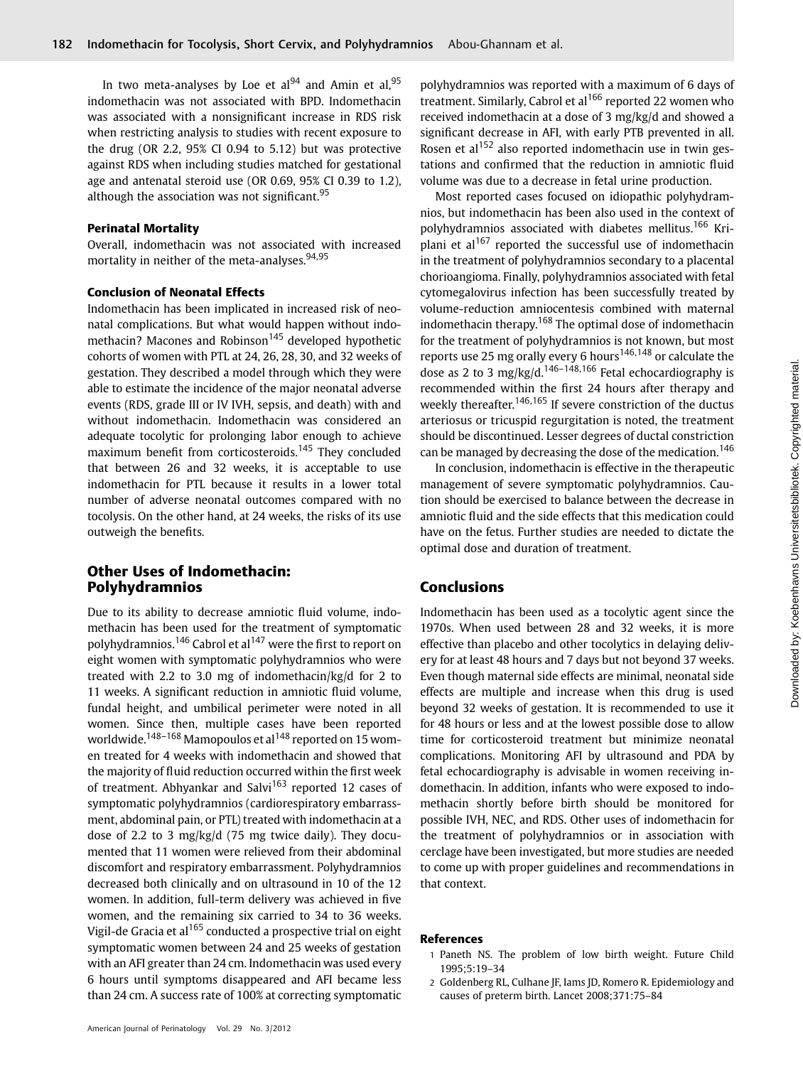In two meta-analyses by Loe et al[94] and Amin et al,[95] indomethacin was not associated with BPD. Indomethacin was associated with a nonsignificant increase in RDS risk when restricting analysis to studies with recent exposure to the drug (OR 2.2, 95% CI 0.94 to 5.12) but was protective against RDS when including studies matched for gestational age and antenatal steroid use (OR 0.69, 95% CI 0.39 to 1.2), although the association was not significant.[95]

#### Perinatal Mortality

Overall, indomethacin was not associated with increased mortality in neither of the meta-analyses.[94,95]

#### Conclusion of Neonatal Effects

Indomethacin has been implicated in increased risk of neonatal complications. But what would happen without indomethacin? Macones and Robinson[145] developed hypothetic cohorts of women with PTL at 24, 26, 28, 30, and 32 weeks of gestation. They described a model through which they were able to estimate the incidence of the major neonatal adverse events (RDS, grade III or IV IVH, sepsis, and death) with and without indomethacin. Indomethacin was considered an adequate tocolytic for prolonging labor enough to achieve maximum benefit from corticosteroids.[145] They concluded that between 26 and 32 weeks, it is acceptable to use indomethacin for PTL because it results in a lower total number of adverse neonatal outcomes compared with no tocolysis. On the other hand, at 24 weeks, the risks of its use outweigh the benefits.

## Other Uses of Indomethacin: Polyhydramnios

Due to its ability to decrease amniotic fluid volume, indomethacin has been used for the treatment of symptomatic polyhydramnios.[146] Cabrol et al[147] were the first to report on eight women with symptomatic polyhydramnios who were treated with 2.2 to 3.0 mg of indomethacin/kg/d for 2 to 11 weeks. A significant reduction in amniotic fluid volume, fundal height, and umbilical perimeter were noted in all women. Since then, multiple cases have been reported worldwide.[148–168] Mamopoulos et al[148] reported on 15 women treated for 4 weeks with indomethacin and showed that the majority of fluid reduction occurred within the first week of treatment. Abhyankar and Salvi[163] reported 12 cases of symptomatic polyhydramnios (cardiorespiratory embarrassment, abdominal pain, or PTL) treated with indomethacin at a dose of 2.2 to 3 mg/kg/d (75 mg twice daily). They documented that 11 women were relieved from their abdominal discomfort and respiratory embarrassment. Polyhydramnios decreased both clinically and on ultrasound in 10 of the 12 women. In addition, full-term delivery was achieved in five women, and the remaining six carried to 34 to 36 weeks. Vigil-de Gracia et al[165] conducted a prospective trial on eight symptomatic women between 24 and 25 weeks of gestation with an AFI greater than 24 cm. Indomethacin was used every 6 hours until symptoms disappeared and AFI became less than 24 cm. A success rate of 100% at correcting symptomatic polyhydramnios was reported with a maximum of 6 days of treatment. Similarly, Cabrol et al[166] reported 22 women who received indomethacin at a dose of 3 mg/kg/d and showed a significant decrease in AFI, with early PTB prevented in all. Rosen et al[152] also reported indomethacin use in twin gestations and confirmed that the reduction in amniotic fluid volume was due to a decrease in fetal urine production.

Most reported cases focused on idiopathic polyhydramnios, but indomethacin has been also used in the context of polyhydramnios associated with diabetes mellitus.[166] Kriplani et al[167] reported the successful use of indomethacin in the treatment of polyhydramnios secondary to a placental chorioangioma. Finally, polyhydramnios associated with fetal cytomegalovirus infection has been successfully treated by volume-reduction amniocentesis combined with maternal indomethacin therapy.[168] The optimal dose of indomethacin for the treatment of polyhydramnios is not known, but most reports use 25 mg orally every 6 hours[146,148] or calculate the dose as 2 to 3 mg/kg/d.[146–148,166] Fetal echocardiography is recommended within the first 24 hours after therapy and weekly thereafter.[146,165] If severe constriction of the ductus arteriosus or tricuspid regurgitation is noted, the treatment should be discontinued. Lesser degrees of ductal constriction can be managed by decreasing the dose of the medication.[146]

In conclusion, indomethacin is effective in the therapeutic management of severe symptomatic polyhydramnios. Caution should be exercised to balance between the decrease in amniotic fluid and the side effects that this medication could have on the fetus. Further studies are needed to dictate the optimal dose and duration of treatment.

## Conclusions

Indomethacin has been used as a tocolytic agent since the 1970s. When used between 28 and 32 weeks, it is more effective than placebo and other tocolytics in delaying delivery for at least 48 hours and 7 days but not beyond 37 weeks. Even though maternal side effects are minimal, neonatal side effects are multiple and increase when this drug is used beyond 32 weeks of gestation. It is recommended to use it for 48 hours or less and at the lowest possible dose to allow time for corticosteroid treatment but minimize neonatal complications. Monitoring AFI by ultrasound and PDA by fetal echocardiography is advisable in women receiving indomethacin. In addition, infants who were exposed to indomethacin shortly before birth should be monitored for possible IVH, NEC, and RDS. Other uses of indomethacin for the treatment of polyhydramnios or in association with cerclage have been investigated, but more studies are needed to come up with proper guidelines and recommendations in that context.

#### References

1 Paneth NS. The problem of low birth weight. Future Child 1995;5:19–34

2 Goldenberg RL, Culhane JF, Iams JD, Romero R. Epidemiology and causes of preterm birth. Lancet 2008;371:75–84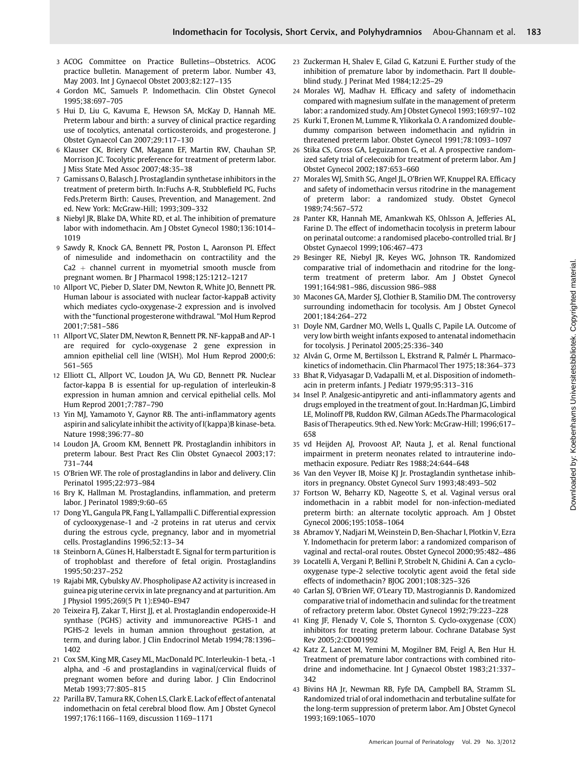3 ACOG Committee on Practice Bulletins—Obstetrics. ACOG practice bulletin. Management of preterm labor. Number 43, May 2003. Int J Gynaecol Obstet 2003;82:127–135

4 Gordon MC, Samuels P. Indomethacin. Clin Obstet Gynecol 1995;38:697–705

5 Hui D, Liu G, Kavuma E, Hewson SA, McKay D, Hannah ME. Preterm labour and birth: a survey of clinical practice regarding use of tocolytics, antenatal corticosteroids, and progesterone. J Obstet Gynaecol Can 2007;29:117–130

6 Klauser CK, Briery CM, Magann EF, Martin RW, Chauhan SP, Morrison JC. Tocolytic preference for treatment of preterm labor. J Miss State Med Assoc 2007;48:35–38

7 Gamissans O, Balasch J. Prostaglandin synthetase inhibitors in the treatment of preterm birth. In:Fuchs A-R, Stubblefield PG, Fuchs Feds.Preterm Birth: Causes, Prevention, and Management. 2nd ed. New York: McGraw-Hill; 1993;309–332

8 Niebyl JR, Blake DA, White RD, et al. The inhibition of premature labor with indomethacin. Am J Obstet Gynecol 1980;136:1014–1019

9 Sawdy R, Knock GA, Bennett PR, Poston L, Aaronson PI. Effect of nimesulide and indomethacin on contractility and the Ca2 + channel current in myometrial smooth muscle from pregnant women. Br J Pharmacol 1998;125:1212–1217

10 Allport VC, Pieber D, Slater DM, Newton R, White JO, Bennett PR. Human labour is associated with nuclear factor-kappaB activity which mediates cyclo-oxygenase-2 expression and is involved with the "functional progesterone withdrawal. "Mol Hum Reprod 2001;7:581–586

11 Allport VC, Slater DM, Newton R, Bennett PR. NF-kappaB and AP-1 are required for cyclo-oxygenase 2 gene expression in amnion epithelial cell line (WISH). Mol Hum Reprod 2000;6: 561–565

12 Elliott CL, Allport VC, Loudon JA, Wu GD, Bennett PR. Nuclear factor-kappa B is essential for up-regulation of interleukin-8 expression in human amnion and cervical epithelial cells. Mol Hum Reprod 2001;7:787–790

13 Yin MJ, Yamamoto Y, Gaynor RB. The anti-inflammatory agents aspirin and salicylate inhibit the activity of I(kappa)B kinase-beta. Nature 1998;396:77–80

14 Loudon JA, Groom KM, Bennett PR. Prostaglandin inhibitors in preterm labour. Best Pract Res Clin Obstet Gynaecol 2003;17: 731–744

15 O'Brien WF. The role of prostaglandins in labor and delivery. Clin Perinatol 1995;22:973–984

16 Bry K, Hallman M. Prostaglandins, inflammation, and preterm labor. J Perinatol 1989;9:60–65

17 Dong YL, Gangula PR, Fang L, Yallampalli C. Differential expression of cyclooxygenase-1 and -2 proteins in rat uterus and cervix during the estrous cycle, pregnancy, labor and in myometrial cells. Prostaglandins 1996;52:13–34

18 Steinborn A, Günes H, Halberstadt E. Signal for term parturition is of trophoblast and therefore of fetal origin. Prostaglandins 1995;50:237–252

19 Rajabi MR, Cybulsky AV. Phospholipase A2 activity is increased in guinea pig uterine cervix in late pregnancy and at parturition. Am J Physiol 1995;269(5 Pt 1):E940–E947

20 Teixeira FJ, Zakar T, Hirst JJ, et al. Prostaglandin endoperoxide-H synthase (PGHS) activity and immunoreactive PGHS-1 and PGHS-2 levels in human amnion throughout gestation, at term, and during labor. J Clin Endocrinol Metab 1994;78:1396–1402

21 Cox SM, King MR, Casey ML, MacDonald PC. Interleukin-1 beta, -1 alpha, and -6 and prostaglandins in vaginal/cervical fluids of pregnant women before and during labor. J Clin Endocrinol Metab 1993;77:805–815

22 Parilla BV, Tamura RK, Cohen LS, Clark E. Lack of effect of antenatal indomethacin on fetal cerebral blood flow. Am J Obstet Gynecol 1997;176:1166–1169, discussion 1169–1171

23 Zuckerman H, Shalev E, Gilad G, Katzuni E. Further study of the inhibition of premature labor by indomethacin. Part II double-blind study. J Perinat Med 1984;12:25–29

24 Morales WJ, Madhav H. Efficacy and safety of indomethacin compared with magnesium sulfate in the management of preterm labor: a randomized study. Am J Obstet Gynecol 1993;169:97–102

25 Kurki T, Eronen M, Lumme R, Ylikorkala O. A randomized double-dummy comparison between indomethacin and nylidrin in threatened preterm labor. Obstet Gynecol 1991;78:1093–1097

26 Stika CS, Gross GA, Leguizamon G, et al. A prospective randomized safety trial of celecoxib for treatment of preterm labor. Am J Obstet Gynecol 2002;187:653–660

27 Morales WJ, Smith SG, Angel JL, O'Brien WF, Knuppel RA. Efficacy and safety of indomethacin versus ritodrine in the management of preterm labor: a randomized study. Obstet Gynecol 1989;74:567–572

28 Panter KR, Hannah ME, Amankwah KS, Ohlsson A, Jefferies AL, Farine D. The effect of indomethacin tocolysis in preterm labour on perinatal outcome: a randomised placebo-controlled trial. Br J Obstet Gynaecol 1999;106:467–473

29 Besinger RE, Niebyl JR, Keyes WG, Johnson TR. Randomized comparative trial of indomethacin and ritodrine for the long-term treatment of preterm labor. Am J Obstet Gynecol 1991;164:981–986, discussion 986–988

30 Macones GA, Marder SJ, Clothier B, Stamilio DM. The controversy surrounding indomethacin for tocolysis. Am J Obstet Gynecol 2001;184:264–272

31 Doyle NM, Gardner MO, Wells L, Qualls C, Papile LA. Outcome of very low birth weight infants exposed to antenatal indomethacin for tocolysis. J Perinatol 2005;25:336–340

32 Alván G, Orme M, Bertilsson L, Ekstrand R, Palmér L. Pharmacokinetics of indomethacin. Clin Pharmacol Ther 1975;18:364–373

33 Bhat R, Vidyasagar D, Vadapalli M, et al. Disposition of indomethacin in preterm infants. J Pediatr 1979;95:313–316

34 Insel P. Analgesic-antipyretic and anti-inflammatory agents and drugs employed in the treatment of gout. In:Hardman JG, Limbird LE, Molinoff PB, Ruddon RW, Gilman AGeds.The Pharmacological Basis of Therapeutics. 9th ed. New York: McGraw-Hill; 1996;617–658

35 vd Heijden AJ, Provoost AP, Nauta J, et al. Renal functional impairment in preterm neonates related to intrauterine indomethacin exposure. Pediatr Res 1988;24:644–648

36 Van den Veyver IB, Moise KJ Jr. Prostaglandin synthetase inhibitors in pregnancy. Obstet Gynecol Surv 1993;48:493–502

37 Fortson W, Beharry KD, Nageotte S, et al. Vaginal versus oral indomethacin in a rabbit model for non-infection-mediated preterm birth: an alternate tocolytic approach. Am J Obstet Gynecol 2006;195:1058–1064

38 Abramov Y, Nadjari M, Weinstein D, Ben-Shachar I, Plotkin V, Ezra Y. Indomethacin for preterm labor: a randomized comparison of vaginal and rectal-oral routes. Obstet Gynecol 2000;95:482–486

39 Locatelli A, Vergani P, Bellini P, Strobelt N, Ghidini A. Can a cyclo-oxygenase type-2 selective tocolytic agent avoid the fetal side effects of indomethacin? BJOG 2001;108:325–326

40 Carlan SJ, O'Brien WF, O'Leary TD, Mastrogiannis D. Randomized comparative trial of indomethacin and sulindac for the treatment of refractory preterm labor. Obstet Gynecol 1992;79:223–228

41 King JF, Flenady V, Cole S, Thornton S. Cyclo-oxygenase (COX) inhibitors for treating preterm labour. Cochrane Database Syst Rev 2005;2:CD001992

42 Katz Z, Lancet M, Yemini M, Mogilner BM, Feigl A, Ben Hur H. Treatment of premature labor contractions with combined ritodrine and indomethacine. Int J Gynaecol Obstet 1983;21:337–342

43 Bivins HA Jr, Newman RB, Fyfe DA, Campbell BA, Stramm SL. Randomized trial of oral indomethacin and terbutaline sulfate for the long-term suppression of preterm labor. Am J Obstet Gynecol 1993;169:1065–1070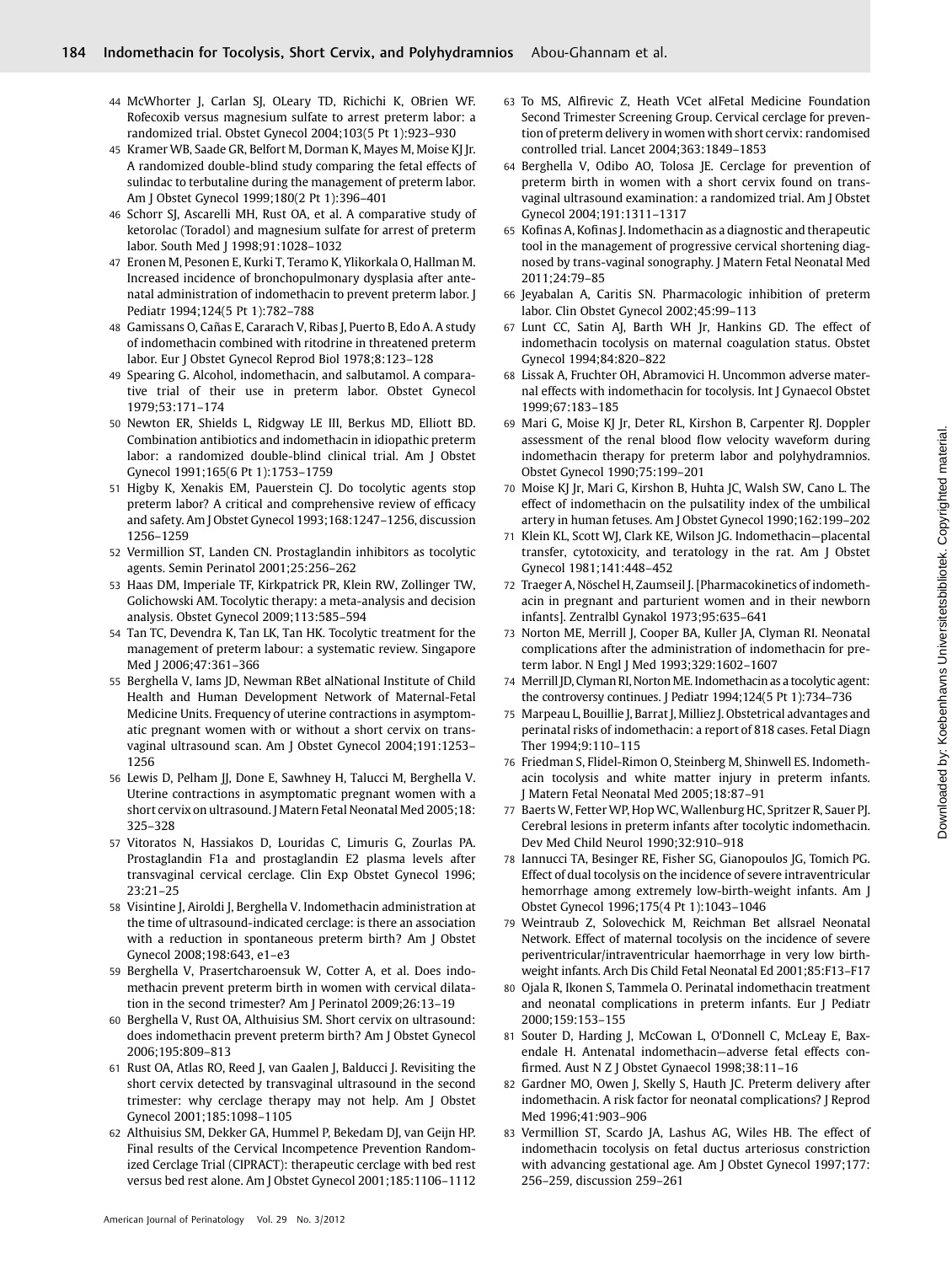44 McWhorter J, Carlan SJ, OLeary TD, Richichi K, OBrien WF. Rofecoxib versus magnesium sulfate to arrest preterm labor: a randomized trial. Obstet Gynecol 2004;103(5 Pt 1):923–930

45 Kramer WB, Saade GR, Belfort M, Dorman K, Mayes M, Moise KJ Jr. A randomized double-blind study comparing the fetal effects of sulindac to terbutaline during the management of preterm labor. Am J Obstet Gynecol 1999;180(2 Pt 1):396–401

46 Schorr SJ, Ascarelli MH, Rust OA, et al. A comparative study of ketorolac (Toradol) and magnesium sulfate for arrest of preterm labor. South Med J 1998;91:1028–1032

47 Eronen M, Pesonen E, Kurki T, Teramo K, Ylikorkala O, Hallman M. Increased incidence of bronchopulmonary dysplasia after antenatal administration of indomethacin to prevent preterm labor. J Pediatr 1994;124(5 Pt 1):782–788

48 Gamissans O, Cañas E, Cararach V, Ribas J, Puerto B, Edo A. A study of indomethacin combined with ritodrine in threatened preterm labor. Eur J Obstet Gynecol Reprod Biol 1978;8:123–128

49 Spearing G. Alcohol, indomethacin, and salbutamol. A comparative trial of their use in preterm labor. Obstet Gynecol 1979;53:171–174

50 Newton ER, Shields L, Ridgway LE III, Berkus MD, Elliott BD. Combination antibiotics and indomethacin in idiopathic preterm labor: a randomized double-blind clinical trial. Am J Obstet Gynecol 1991;165(6 Pt 1):1753–1759

51 Higby K, Xenakis EM, Pauerstein CJ. Do tocolytic agents stop preterm labor? A critical and comprehensive review of efficacy and safety. Am J Obstet Gynecol 1993;168:1247–1256, discussion 1256–1259

52 Vermillion ST, Landen CN. Prostaglandin inhibitors as tocolytic agents. Semin Perinatol 2001;25:256–262

53 Haas DM, Imperiale TF, Kirkpatrick PR, Klein RW, Zollinger TW, Golichowski AM. Tocolytic therapy: a meta-analysis and decision analysis. Obstet Gynecol 2009;113:585–594

54 Tan TC, Devendra K, Tan LK, Tan HK. Tocolytic treatment for the management of preterm labour: a systematic review. Singapore Med J 2006;47:361–366

55 Berghella V, Iams JD, Newman RBet alNational Institute of Child Health and Human Development Network of Maternal-Fetal Medicine Units. Frequency of uterine contractions in asymptomatic pregnant women with or without a short cervix on transvaginal ultrasound scan. Am J Obstet Gynecol 2004;191:1253–1256

56 Lewis D, Pelham JJ, Done E, Sawhney H, Talucci M, Berghella V. Uterine contractions in asymptomatic pregnant women with a short cervix on ultrasound. J Matern Fetal Neonatal Med 2005;18:325–328

57 Vitoratos N, Hassiakos D, Louridas C, Limuris G, Zourlas PA. Prostaglandin F1a and prostaglandin E2 plasma levels after transvaginal cervical cerclage. Clin Exp Obstet Gynecol 1996;23:21–25

58 Visintine J, Airoldi J, Berghella V. Indomethacin administration at the time of ultrasound-indicated cerclage: is there an association with a reduction in spontaneous preterm birth? Am J Obstet Gynecol 2008;198:643, e1–e3

59 Berghella V, Prasertcharoensuk W, Cotter A, et al. Does indomethacin prevent preterm birth in women with cervical dilatation in the second trimester? Am J Perinatol 2009;26:13–19

60 Berghella V, Rust OA, Althuisius SM. Short cervix on ultrasound: does indomethacin prevent preterm birth? Am J Obstet Gynecol 2006;195:809–813

61 Rust OA, Atlas RO, Reed J, van Gaalen J, Balducci J. Revisiting the short cervix detected by transvaginal ultrasound in the second trimester: why cerclage therapy may not help. Am J Obstet Gynecol 2001;185:1098–1105

62 Althuisius SM, Dekker GA, Hummel P, Bekedam DJ, van Geijn HP. Final results of the Cervical Incompetence Prevention Randomized Cerclage Trial (CIPRACT): therapeutic cerclage with bed rest versus bed rest alone. Am J Obstet Gynecol 2001;185:1106–1112

63 To MS, Alfirevic Z, Heath VCet alFetal Medicine Foundation Second Trimester Screening Group. Cervical cerclage for prevention of preterm delivery in women with short cervix: randomised controlled trial. Lancet 2004;363:1849–1853

64 Berghella V, Odibo AO, Tolosa JE. Cerclage for prevention of preterm birth in women with a short cervix found on transvaginal ultrasound examination: a randomized trial. Am J Obstet Gynecol 2004;191:1311–1317

65 Kofinas A, Kofinas J. Indomethacin as a diagnostic and therapeutic tool in the management of progressive cervical shortening diagnosed by trans-vaginal sonography. J Matern Fetal Neonatal Med 2011;24:79–85

66 Jeyabalan A, Caritis SN. Pharmacologic inhibition of preterm labor. Clin Obstet Gynecol 2002;45:99–113

67 Lunt CC, Satin AJ, Barth WH Jr, Hankins GD. The effect of indomethacin tocolysis on maternal coagulation status. Obstet Gynecol 1994;84:820–822

68 Lissak A, Fruchter OH, Abramovici H. Uncommon adverse maternal effects with indomethacin for tocolysis. Int J Gynaecol Obstet 1999;67:183–185

69 Mari G, Moise KJ Jr, Deter RL, Kirshon B, Carpenter RJ. Doppler assessment of the renal blood flow velocity waveform during indomethacin therapy for preterm labor and polyhydramnios. Obstet Gynecol 1990;75:199–201

70 Moise KJ Jr, Mari G, Kirshon B, Huhta JC, Walsh SW, Cano L. The effect of indomethacin on the pulsatility index of the umbilical artery in human fetuses. Am J Obstet Gynecol 1990;162:199–202

71 Klein KL, Scott WJ, Clark KE, Wilson JG. Indomethacin—placental transfer, cytotoxicity, and teratology in the rat. Am J Obstet Gynecol 1981;141:448–452

72 Traeger A, Nöschel H, Zaumseil J. [Pharmacokinetics of indomethacin in pregnant and parturient women and in their newborn infants]. Zentralbl Gynakol 1973;95:635–641

73 Norton ME, Merrill J, Cooper BA, Kuller JA, Clyman RI. Neonatal complications after the administration of indomethacin for preterm labor. N Engl J Med 1993;329:1602–1607

74 Merrill JD, Clyman RI, Norton ME. Indomethacin as a tocolytic agent: the controversy continues. J Pediatr 1994;124(5 Pt 1):734–736

75 Marpeau L, Bouillie J, Barrat J, Milliez J. Obstetrical advantages and perinatal risks of indomethacin: a report of 818 cases. Fetal Diagn Ther 1994;9:110–115

76 Friedman S, Flidel-Rimon O, Steinberg M, Shinwell ES. Indomethacin tocolysis and white matter injury in preterm infants. J Matern Fetal Neonatal Med 2005;18:87–91

77 Baerts W, Fetter WP, Hop WC, Wallenburg HC, Spritzer R, Sauer PJ. Cerebral lesions in preterm infants after tocolytic indomethacin. Dev Med Child Neurol 1990;32:910–918

78 Iannucci TA, Besinger RE, Fisher SG, Gianopoulos JG, Tomich PG. Effect of dual tocolysis on the incidence of severe intraventricular hemorrhage among extremely low-birth-weight infants. Am J Obstet Gynecol 1996;175(4 Pt 1):1043–1046

79 Weintraub Z, Solovechick M, Reichman Bet allsrael Neonatal Network. Effect of maternal tocolysis on the incidence of severe periventricular/intraventricular haemorrhage in very low birthweight infants. Arch Dis Child Fetal Neonatal Ed 2001;85:F13–F17

80 Ojala R, Ikonen S, Tammela O. Perinatal indomethacin treatment and neonatal complications in preterm infants. Eur J Pediatr 2000;159:153–155

81 Souter D, Harding J, McCowan L, O'Donnell C, McLeay E, Baxendale H. Antenatal indomethacin—adverse fetal effects confirmed. Aust N Z J Obstet Gynaecol 1998;38:11–16

82 Gardner MO, Owen J, Skelly S, Hauth JC. Preterm delivery after indomethacin. A risk factor for neonatal complications? J Reprod Med 1996;41:903–906

83 Vermillion ST, Scardo JA, Lashus AG, Wiles HB. The effect of indomethacin tocolysis on fetal ductus arteriosus constriction with advancing gestational age. Am J Obstet Gynecol 1997;177:256–259, discussion 259–261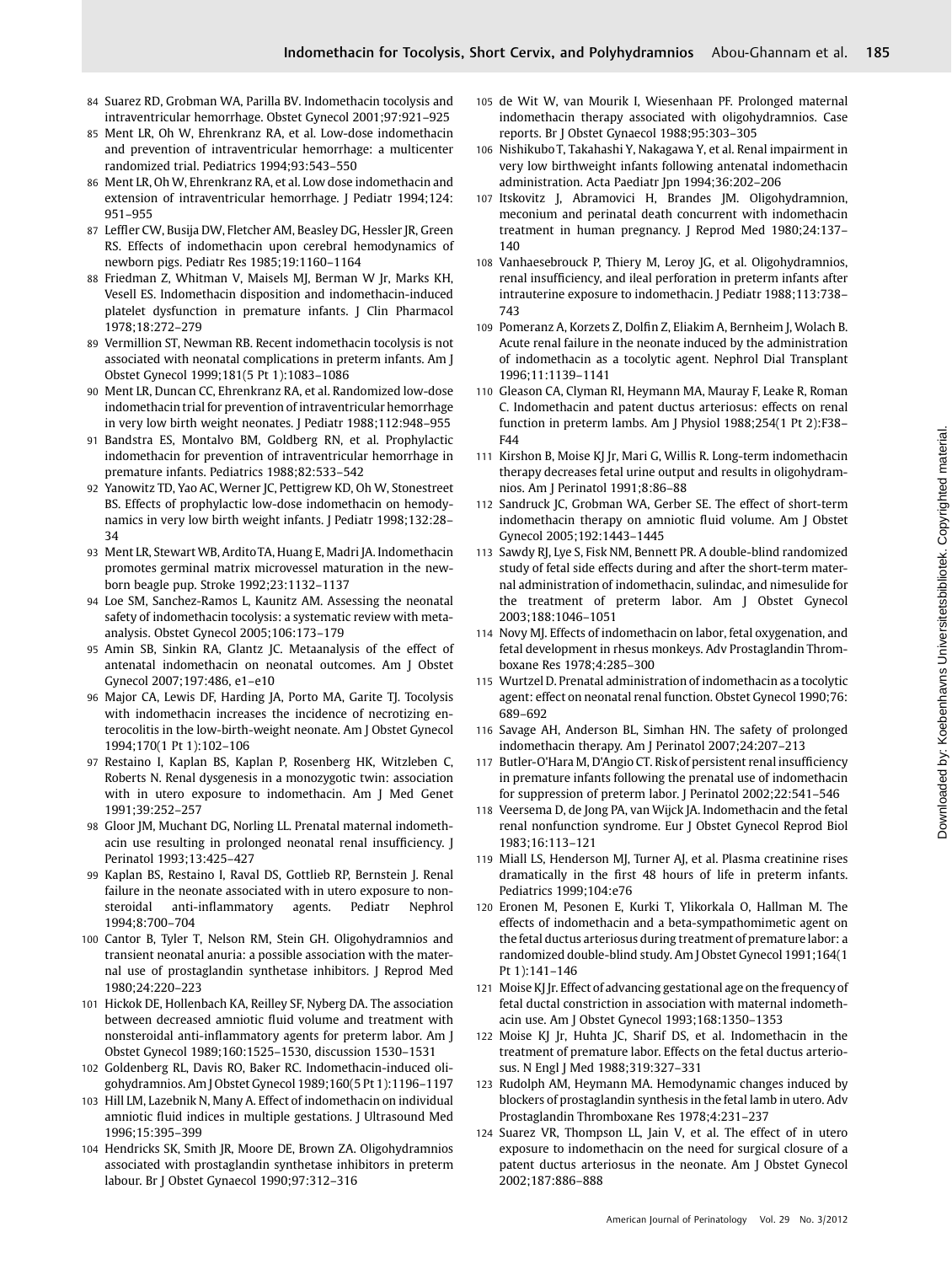84 Suarez RD, Grobman WA, Parilla BV. Indomethacin tocolysis and intraventricular hemorrhage. Obstet Gynecol 2001;97:921–925

85 Ment LR, Oh W, Ehrenkranz RA, et al. Low-dose indomethacin and prevention of intraventricular hemorrhage: a multicenter randomized trial. Pediatrics 1994;93:543–550

86 Ment LR, Oh W, Ehrenkranz RA, et al. Low dose indomethacin and extension of intraventricular hemorrhage. J Pediatr 1994;124: 951–955

87 Leffler CW, Busija DW, Fletcher AM, Beasley DG, Hessler JR, Green RS. Effects of indomethacin upon cerebral hemodynamics of newborn pigs. Pediatr Res 1985;19:1160–1164

88 Friedman Z, Whitman V, Maisels MJ, Berman W Jr, Marks KH, Vesell ES. Indomethacin disposition and indomethacin-induced platelet dysfunction in premature infants. J Clin Pharmacol 1978;18:272–279

89 Vermillion ST, Newman RB. Recent indomethacin tocolysis is not associated with neonatal complications in preterm infants. Am J Obstet Gynecol 1999;181(5 Pt 1):1083–1086

90 Ment LR, Duncan CC, Ehrenkranz RA, et al. Randomized low-dose indomethacin trial for prevention of intraventricular hemorrhage in very low birth weight neonates. J Pediatr 1988;112:948–955

91 Bandstra ES, Montalvo BM, Goldberg RN, et al. Prophylactic indomethacin for prevention of intraventricular hemorrhage in premature infants. Pediatrics 1988;82:533–542

92 Yanowitz TD, Yao AC, Werner JC, Pettigrew KD, Oh W, Stonestreet BS. Effects of prophylactic low-dose indomethacin on hemodynamics in very low birth weight infants. J Pediatr 1998;132:28–34

93 Ment LR, Stewart WB, Ardito TA, Huang E, Madri JA. Indomethacin promotes germinal matrix microvessel maturation in the newborn beagle pup. Stroke 1992;23:1132–1137

94 Loe SM, Sanchez-Ramos L, Kaunitz AM. Assessing the neonatal safety of indomethacin tocolysis: a systematic review with meta-analysis. Obstet Gynecol 2005;106:173–179

95 Amin SB, Sinkin RA, Glantz JC. Metaanalysis of the effect of antenatal indomethacin on neonatal outcomes. Am J Obstet Gynecol 2007;197:486, e1–e10

96 Major CA, Lewis DF, Harding JA, Porto MA, Garite TJ. Tocolysis with indomethacin increases the incidence of necrotizing enterocolitis in the low-birth-weight neonate. Am J Obstet Gynecol 1994;170(1 Pt 1):102–106

97 Restaino I, Kaplan BS, Kaplan P, Rosenberg HK, Witzleben C, Roberts N. Renal dysgenesis in a monozygotic twin: association with in utero exposure to indomethacin. Am J Med Genet 1991;39:252–257

98 Gloor JM, Muchant DG, Norling LL. Prenatal maternal indomethacin use resulting in prolonged neonatal renal insufficiency. J Perinatol 1993;13:425–427

99 Kaplan BS, Restaino I, Raval DS, Gottlieb RP, Bernstein J. Renal failure in the neonate associated with in utero exposure to nonsteroidal anti-inflammatory agents. Pediatr Nephrol 1994;8:700–704

100 Cantor B, Tyler T, Nelson RM, Stein GH. Oligohydramnios and transient neonatal anuria: a possible association with the maternal use of prostaglandin synthetase inhibitors. J Reprod Med 1980;24:220–223

101 Hickok DE, Hollenbach KA, Reilley SF, Nyberg DA. The association between decreased amniotic fluid volume and treatment with nonsteroidal anti-inflammatory agents for preterm labor. Am J Obstet Gynecol 1989;160:1525–1530, discussion 1530–1531

102 Goldenberg RL, Davis RO, Baker RC. Indomethacin-induced oligohydramnios. Am J Obstet Gynecol 1989;160(5 Pt 1):1196–1197

103 Hill LM, Lazebnik N, Many A. Effect of indomethacin on individual amniotic fluid indices in multiple gestations. J Ultrasound Med 1996;15:395–399

104 Hendricks SK, Smith JR, Moore DE, Brown ZA. Oligohydramnios associated with prostaglandin synthetase inhibitors in preterm labour. Br J Obstet Gynaecol 1990;97:312–316

105 de Wit W, van Mourik I, Wiesenhaan PF. Prolonged maternal indomethacin therapy associated with oligohydramnios. Case reports. Br J Obstet Gynaecol 1988;95:303–305

106 Nishikubo T, Takahashi Y, Nakagawa Y, et al. Renal impairment in very low birthweight infants following antenatal indomethacin administration. Acta Paediatr Jpn 1994;36:202–206

107 Itskovitz J, Abramovici H, Brandes JM. Oligohydramnion, meconium and perinatal death concurrent with indomethacin treatment in human pregnancy. J Reprod Med 1980;24:137–140

108 Vanhaesebrouck P, Thiery M, Leroy JG, et al. Oligohydramnios, renal insufficiency, and ileal perforation in preterm infants after intrauterine exposure to indomethacin. J Pediatr 1988;113:738–743

109 Pomeranz A, Korzets Z, Dolfin Z, Eliakim A, Bernheim J, Wolach B. Acute renal failure in the neonate induced by the administration of indomethacin as a tocolytic agent. Nephrol Dial Transplant 1996;11:1139–1141

110 Gleason CA, Clyman RI, Heymann MA, Mauray F, Leake R, Roman C. Indomethacin and patent ductus arteriosus: effects on renal function in preterm lambs. Am J Physiol 1988;254(1 Pt 2):F38–F44

111 Kirshon B, Moise KJ Jr, Mari G, Willis R. Long-term indomethacin therapy decreases fetal urine output and results in oligohydramnios. Am J Perinatol 1991;8:86–88

112 Sandruck JC, Grobman WA, Gerber SE. The effect of short-term indomethacin therapy on amniotic fluid volume. Am J Obstet Gynecol 2005;192:1443–1445

113 Sawdy RJ, Lye S, Fisk NM, Bennett PR. A double-blind randomized study of fetal side effects during and after the short-term maternal administration of indomethacin, sulindac, and nimesulide for the treatment of preterm labor. Am J Obstet Gynecol 2003;188:1046–1051

114 Novy MJ. Effects of indomethacin on labor, fetal oxygenation, and fetal development in rhesus monkeys. Adv Prostaglandin Thromboxane Res 1978;4:285–300

115 Wurtzel D. Prenatal administration of indomethacin as a tocolytic agent: effect on neonatal renal function. Obstet Gynecol 1990;76: 689–692

116 Savage AH, Anderson BL, Simhan HN. The safety of prolonged indomethacin therapy. Am J Perinatol 2007;24:207–213

117 Butler-O'Hara M, D'Angio CT. Risk of persistent renal insufficiency in premature infants following the prenatal use of indomethacin for suppression of preterm labor. J Perinatol 2002;22:541–546

118 Veersema D, de Jong PA, van Wijck JA. Indomethacin and the fetal renal nonfunction syndrome. Eur J Obstet Gynecol Reprod Biol 1983;16:113–121

119 Miall LS, Henderson MJ, Turner AJ, et al. Plasma creatinine rises dramatically in the first 48 hours of life in preterm infants. Pediatrics 1999;104:e76

120 Eronen M, Pesonen E, Kurki T, Ylikorkala O, Hallman M. The effects of indomethacin and a beta-sympathomimetic agent on the fetal ductus arteriosus during treatment of premature labor: a randomized double-blind study. Am J Obstet Gynecol 1991;164(1 Pt 1):141–146

121 Moise KJ Jr. Effect of advancing gestational age on the frequency of fetal ductal constriction in association with maternal indomethacin use. Am J Obstet Gynecol 1993;168:1350–1353

122 Moise KJ Jr, Huhta JC, Sharif DS, et al. Indomethacin in the treatment of premature labor. Effects on the fetal ductus arteriosus. N Engl J Med 1988;319:327–331

123 Rudolph AM, Heymann MA. Hemodynamic changes induced by blockers of prostaglandin synthesis in the fetal lamb in utero. Adv Prostaglandin Thromboxane Res 1978;4:231–237

124 Suarez VR, Thompson LL, Jain V, et al. The effect of in utero exposure to indomethacin on the need for surgical closure of a patent ductus arteriosus in the neonate. Am J Obstet Gynecol 2002;187:886–888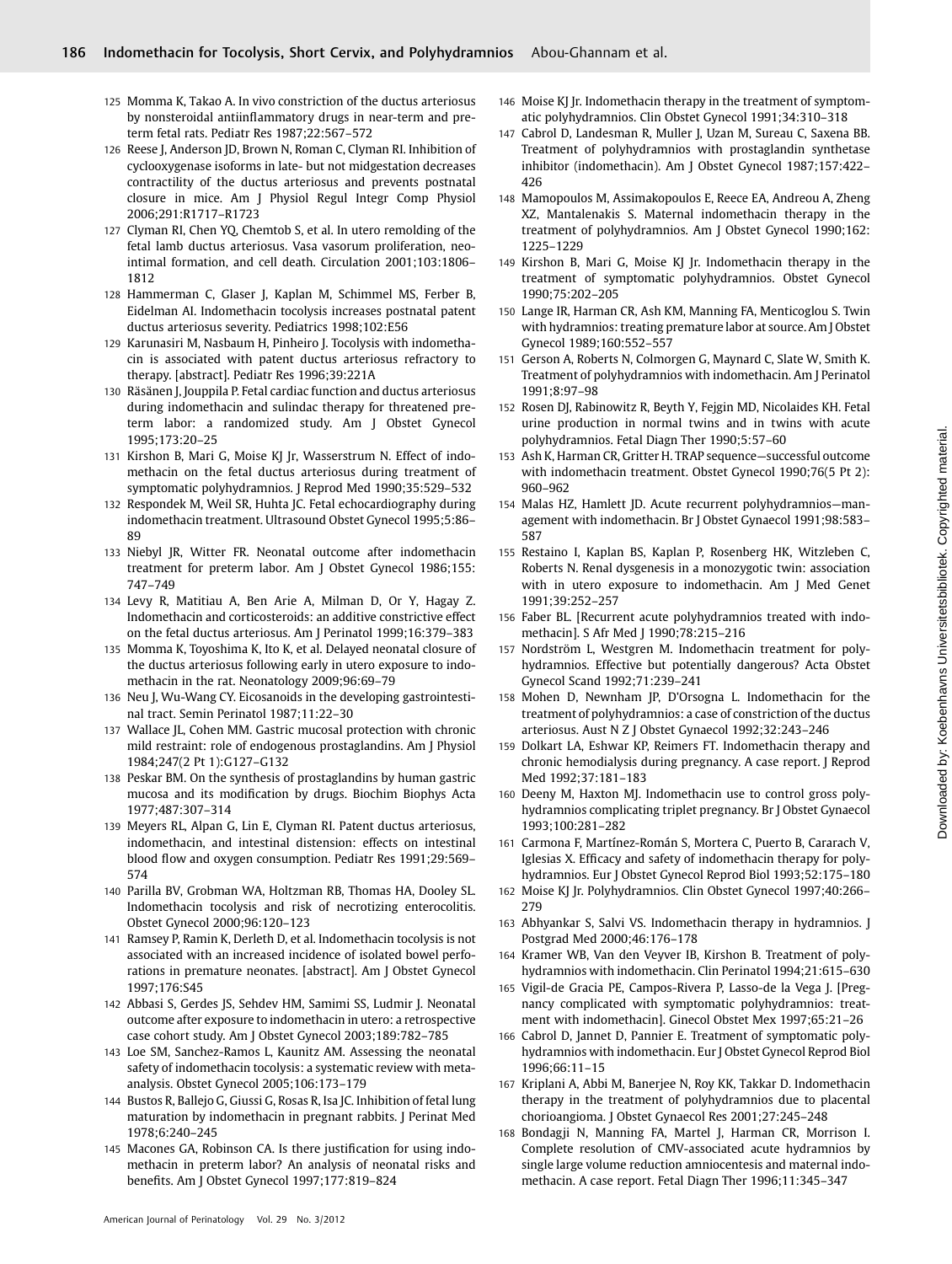125 Momma K, Takao A. In vivo constriction of the ductus arteriosus by nonsteroidal antiinflammatory drugs in near-term and preterm fetal rats. Pediatr Res 1987;22:567–572

126 Reese J, Anderson JD, Brown N, Roman C, Clyman RI. Inhibition of cyclooxygenase isoforms in late- but not midgestation decreases contractility of the ductus arteriosus and prevents postnatal closure in mice. Am J Physiol Regul Integr Comp Physiol 2006;291:R1717–R1723

127 Clyman RI, Chen YQ, Chemtob S, et al. In utero remolding of the fetal lamb ductus arteriosus. Vasa vasorum proliferation, neointimal formation, and cell death. Circulation 2001;103:1806–1812

128 Hammerman C, Glaser J, Kaplan M, Schimmel MS, Ferber B, Eidelman AI. Indomethacin tocolysis increases postnatal patent ductus arteriosus severity. Pediatrics 1998;102:E56

129 Karunasiri M, Nasbaum H, Pinheiro J. Tocolysis with indomethacin is associated with patent ductus arteriosus refractory to therapy. [abstract]. Pediatr Res 1996;39:221A

130 Räsänen J, Jouppila P. Fetal cardiac function and ductus arteriosus during indomethacin and sulindac therapy for threatened preterm labor: a randomized study. Am J Obstet Gynecol 1995;173:20–25

131 Kirshon B, Mari G, Moise KJ Jr, Wasserstrum N. Effect of indomethacin on the fetal ductus arteriosus during treatment of symptomatic polyhydramnios. J Reprod Med 1990;35:529–532

132 Respondek M, Weil SR, Huhta JC. Fetal echocardiography during indomethacin treatment. Ultrasound Obstet Gynecol 1995;5:86–89

133 Niebyl JR, Witter FR. Neonatal outcome after indomethacin treatment for preterm labor. Am J Obstet Gynecol 1986;155: 747–749

134 Levy R, Matitiau A, Ben Arie A, Milman D, Or Y, Hagay Z. Indomethacin and corticosteroids: an additive constrictive effect on the fetal ductus arteriosus. Am J Perinatol 1999;16:379–383

135 Momma K, Toyoshima K, Ito K, et al. Delayed neonatal closure of the ductus arteriosus following early in utero exposure to indomethacin in the rat. Neonatology 2009;96:69–79

136 Neu J, Wu-Wang CY. Eicosanoids in the developing gastrointestinal tract. Semin Perinatol 1987;11:22–30

137 Wallace JL, Cohen MM. Gastric mucosal protection with chronic mild restraint: role of endogenous prostaglandins. Am J Physiol 1984;247(2 Pt 1):G127–G132

138 Peskar BM. On the synthesis of prostaglandins by human gastric mucosa and its modification by drugs. Biochim Biophys Acta 1977;487:307–314

139 Meyers RL, Alpan G, Lin E, Clyman RI. Patent ductus arteriosus, indomethacin, and intestinal distension: effects on intestinal blood flow and oxygen consumption. Pediatr Res 1991;29:569–574

140 Parilla BV, Grobman WA, Holtzman RB, Thomas HA, Dooley SL. Indomethacin tocolysis and risk of necrotizing enterocolitis. Obstet Gynecol 2000;96:120–123

141 Ramsey P, Ramin K, Derleth D, et al. Indomethacin tocolysis is not associated with an increased incidence of isolated bowel perforations in premature neonates. [abstract]. Am J Obstet Gynecol 1997;176:S45

142 Abbasi S, Gerdes JS, Sehdev HM, Samimi SS, Ludmir J. Neonatal outcome after exposure to indomethacin in utero: a retrospective case cohort study. Am J Obstet Gynecol 2003;189:782–785

143 Loe SM, Sanchez-Ramos L, Kaunitz AM. Assessing the neonatal safety of indomethacin tocolysis: a systematic review with meta-analysis. Obstet Gynecol 2005;106:173–179

144 Bustos R, Ballejo G, Giussi G, Rosas R, Isa JC. Inhibition of fetal lung maturation by indomethacin in pregnant rabbits. J Perinat Med 1978;6:240–245

145 Macones GA, Robinson CA. Is there justification for using indomethacin in preterm labor? An analysis of neonatal risks and benefits. Am J Obstet Gynecol 1997;177:819–824

146 Moise KJ Jr. Indomethacin therapy in the treatment of symptomatic polyhydramnios. Clin Obstet Gynecol 1991;34:310–318

147 Cabrol D, Landesman R, Muller J, Uzan M, Sureau C, Saxena BB. Treatment of polyhydramnios with prostaglandin synthetase inhibitor (indomethacin). Am J Obstet Gynecol 1987;157:422–426

148 Mamopoulos M, Assimakopoulos E, Reece EA, Andreou A, Zheng XZ, Mantalenakis S. Maternal indomethacin therapy in the treatment of polyhydramnios. Am J Obstet Gynecol 1990;162: 1225–1229

149 Kirshon B, Mari G, Moise KJ Jr. Indomethacin therapy in the treatment of symptomatic polyhydramnios. Obstet Gynecol 1990;75:202–205

150 Lange IR, Harman CR, Ash KM, Manning FA, Menticoglou S. Twin with hydramnios: treating premature labor at source. Am J Obstet Gynecol 1989;160:552–557

151 Gerson A, Roberts N, Colmorgen G, Maynard C, Slate W, Smith K. Treatment of polyhydramnios with indomethacin. Am J Perinatol 1991;8:97–98

152 Rosen DJ, Rabinowitz R, Beyth Y, Fejgin MD, Nicolaides KH. Fetal urine production in normal twins and in twins with acute polyhydramnios. Fetal Diagn Ther 1990;5:57–60

153 Ash K, Harman CR, Gritter H. TRAP sequence—successful outcome with indomethacin treatment. Obstet Gynecol 1990;76(5 Pt 2): 960–962

154 Malas HZ, Hamlett JD. Acute recurrent polyhydramnios—management with indomethacin. Br J Obstet Gynaecol 1991;98:583–587

155 Restaino I, Kaplan BS, Kaplan P, Rosenberg HK, Witzleben C, Roberts N. Renal dysgenesis in a monozygotic twin: association with in utero exposure to indomethacin. Am J Med Genet 1991;39:252–257

156 Faber BL. [Recurrent acute polyhydramnios treated with indomethacin]. S Afr Med J 1990;78:215–216

157 Nordström L, Westgren M. Indomethacin treatment for polyhydramnios. Effective but potentially dangerous? Acta Obstet Gynecol Scand 1992;71:239–241

158 Mohen D, Newnham JP, D'Orsogna L. Indomethacin for the treatment of polyhydramnios: a case of constriction of the ductus arteriosus. Aust N Z J Obstet Gynaecol 1992;32:243–246

159 Dolkart LA, Eshwar KP, Reimers FT. Indomethacin therapy and chronic hemodialysis during pregnancy. A case report. J Reprod Med 1992;37:181–183

160 Deeny M, Haxton MJ. Indomethacin use to control gross polyhydramnios complicating triplet pregnancy. Br J Obstet Gynaecol 1993;100:281–282

161 Carmona F, Martínez-Román S, Mortera C, Puerto B, Cararach V, Iglesias X. Efficacy and safety of indomethacin therapy for polyhydramnios. Eur J Obstet Gynecol Reprod Biol 1993;52:175–180

162 Moise KJ Jr. Polyhydramnios. Clin Obstet Gynecol 1997;40:266–279

163 Abhyankar S, Salvi VS. Indomethacin therapy in hydramnios. J Postgrad Med 2000;46:176–178

164 Kramer WB, Van den Veyver IB, Kirshon B. Treatment of polyhydramnios with indomethacin. Clin Perinatol 1994;21:615–630

165 Vigil-de Gracia PE, Campos-Rivera P, Lasso-de la Vega J. [Pregnancy complicated with symptomatic polyhydramnios: treatment with indomethacin]. Ginecol Obstet Mex 1997;65:21–26

166 Cabrol D, Jannet D, Pannier E. Treatment of symptomatic polyhydramnios with indomethacin. Eur J Obstet Gynecol Reprod Biol 1996;66:11–15

167 Kriplani A, Abbi M, Banerjee N, Roy KK, Takkar D. Indomethacin therapy in the treatment of polyhydramnios due to placental chorioangioma. J Obstet Gynaecol Res 2001;27:245–248

168 Bondagji N, Manning FA, Martel J, Harman CR, Morrison I. Complete resolution of CMV-associated acute hydramnios by single large volume reduction amniocentesis and maternal indomethacin. A case report. Fetal Diagn Ther 1996;11:345–347